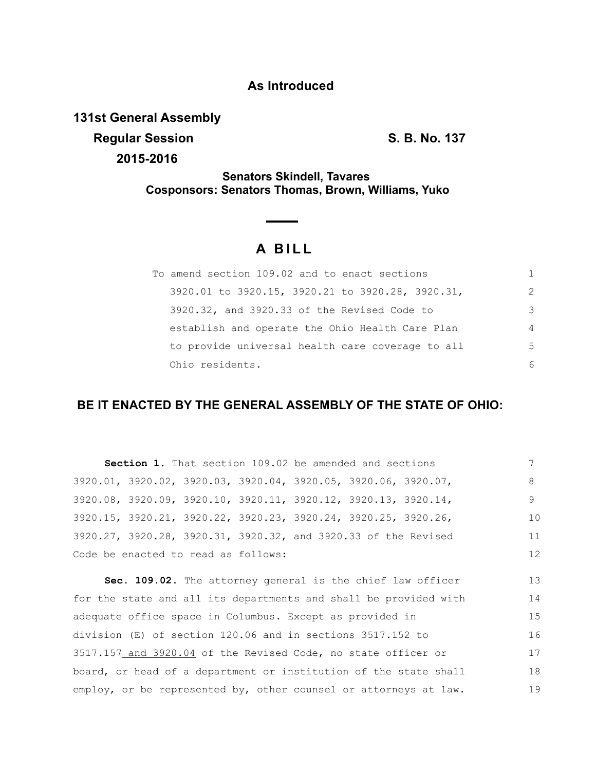## As Introduced

**131st General Assembly**

**Regular Session** **S. B. No. 137**

**2015-2016**

**Senators Skindell, Tavares**
**Cosponsors: Senators Thomas, Brown, Williams, Yuko**

# A BILL

To amend section 109.02 and to enact sections 3920.01 to 3920.15, 3920.21 to 3920.28, 3920.31, 3920.32, and 3920.33 of the Revised Code to establish and operate the Ohio Health Care Plan to provide universal health care coverage to all Ohio residents.

**BE IT ENACTED BY THE GENERAL ASSEMBLY OF THE STATE OF OHIO:**

**Section 1.** That section 109.02 be amended and sections 3920.01, 3920.02, 3920.03, 3920.04, 3920.05, 3920.06, 3920.07, 3920.08, 3920.09, 3920.10, 3920.11, 3920.12, 3920.13, 3920.14, 3920.15, 3920.21, 3920.22, 3920.23, 3920.24, 3920.25, 3920.26, 3920.27, 3920.28, 3920.31, 3920.32, and 3920.33 of the Revised Code be enacted to read as follows:

**Sec. 109.02.** The attorney general is the chief law officer for the state and all its departments and shall be provided with adequate office space in Columbus. Except as provided in division (E) of section 120.06 and in sections 3517.152 to 3517.157 and 3920.04 of the Revised Code, no state officer or board, or head of a department or institution of the state shall employ, or be represented by, other counsel or attorneys at law.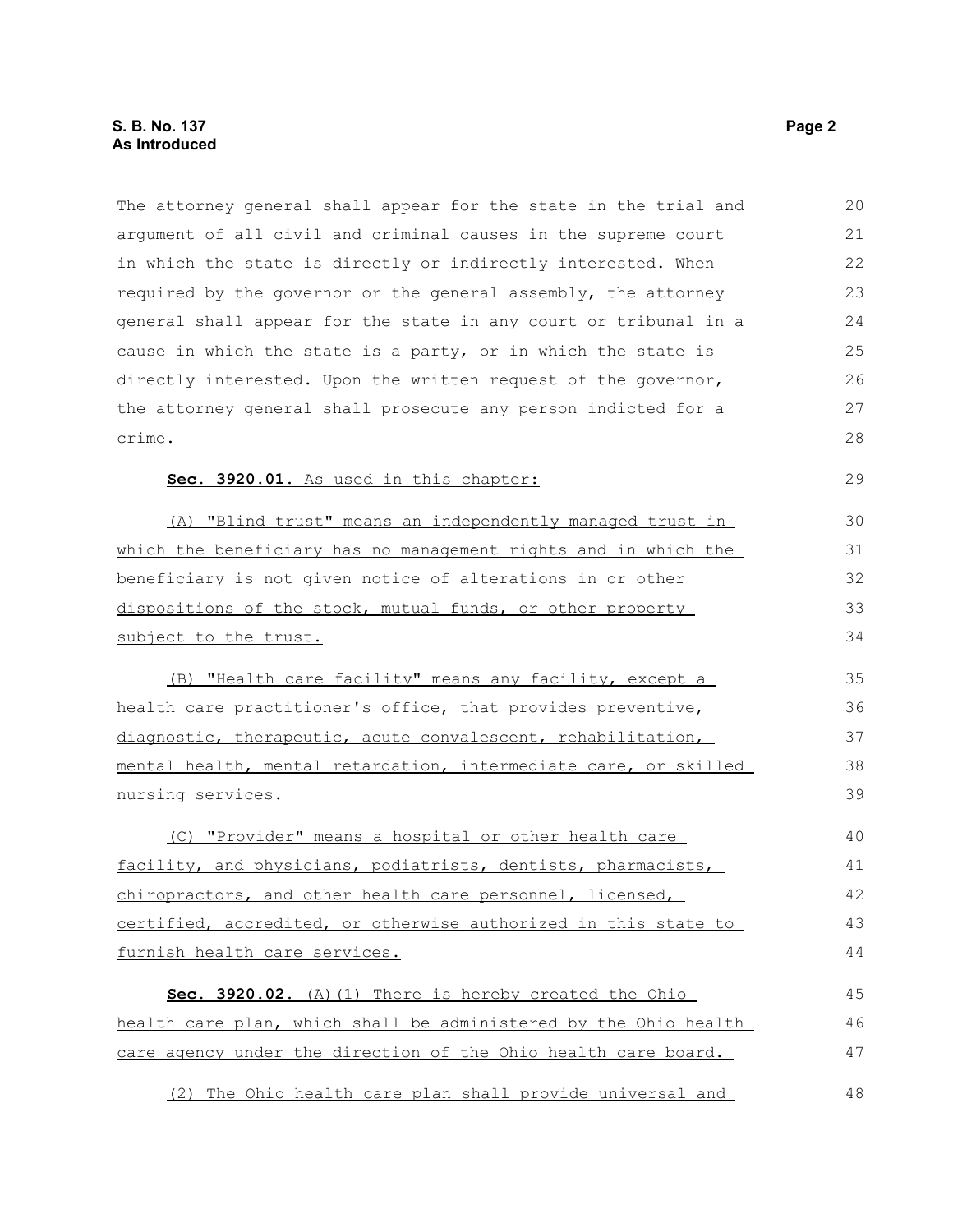The attorney general shall appear for the state in the trial and argument of all civil and criminal causes in the supreme court in which the state is directly or indirectly interested. When required by the governor or the general assembly, the attorney general shall appear for the state in any court or tribunal in a cause in which the state is a party, or in which the state is directly interested. Upon the written request of the governor, the attorney general shall prosecute any person indicted for a crime.

**Sec. 3920.01.** As used in this chapter:

(A) "Blind trust" means an independently managed trust in which the beneficiary has no management rights and in which the beneficiary is not given notice of alterations in or other dispositions of the stock, mutual funds, or other property subject to the trust.

(B) "Health care facility" means any facility, except a health care practitioner's office, that provides preventive, diagnostic, therapeutic, acute convalescent, rehabilitation, mental health, mental retardation, intermediate care, or skilled nursing services.

(C) "Provider" means a hospital or other health care facility, and physicians, podiatrists, dentists, pharmacists, chiropractors, and other health care personnel, licensed, certified, accredited, or otherwise authorized in this state to furnish health care services.

**Sec. 3920.02.** (A)(1) There is hereby created the Ohio health care plan, which shall be administered by the Ohio health care agency under the direction of the Ohio health care board.

(2) The Ohio health care plan shall provide universal and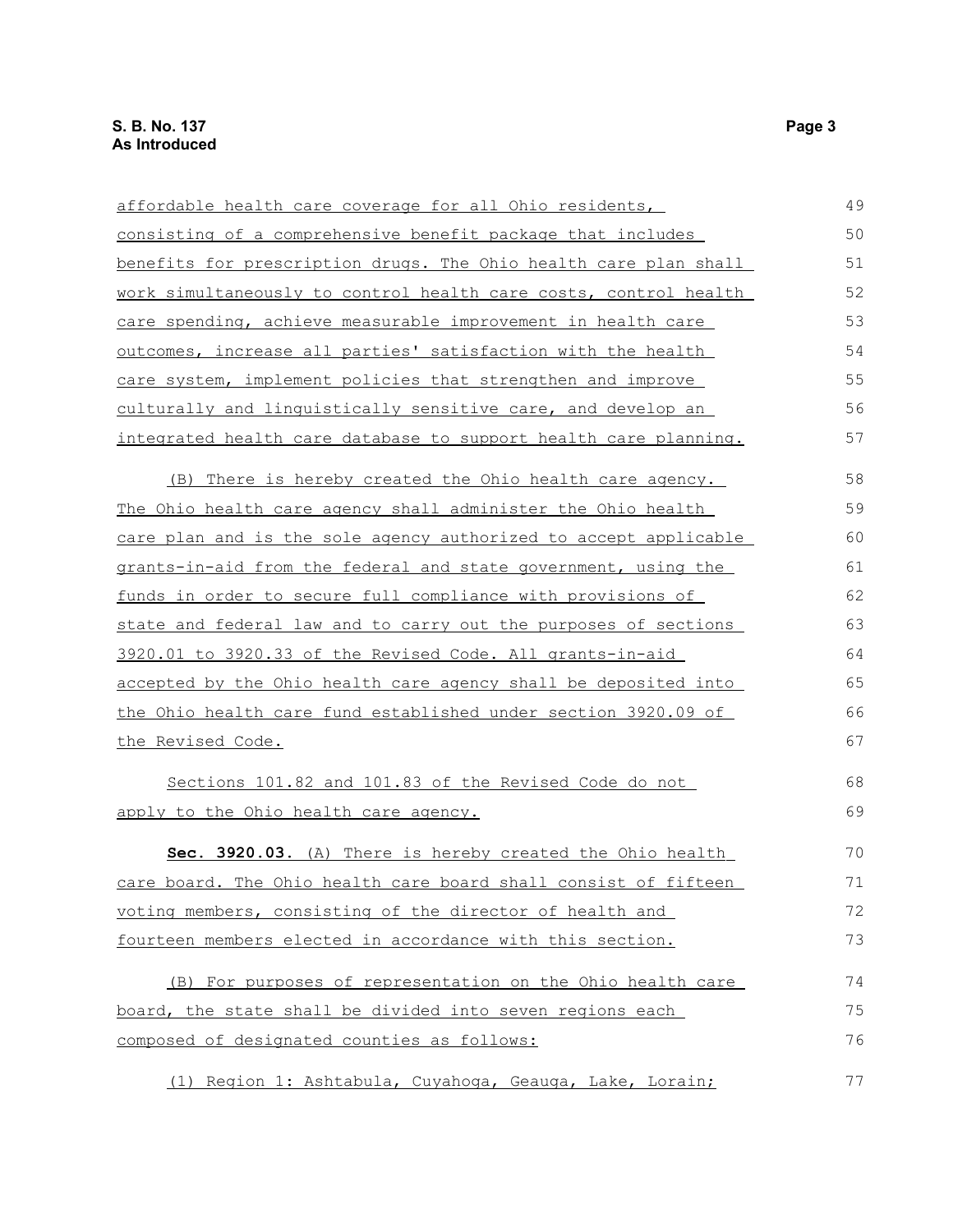affordable health care coverage for all Ohio residents, consisting of a comprehensive benefit package that includes benefits for prescription drugs. The Ohio health care plan shall work simultaneously to control health care costs, control health care spending, achieve measurable improvement in health care outcomes, increase all parties' satisfaction with the health care system, implement policies that strengthen and improve culturally and linguistically sensitive care, and develop an integrated health care database to support health care planning.

(B) There is hereby created the Ohio health care agency. The Ohio health care agency shall administer the Ohio health care plan and is the sole agency authorized to accept applicable grants-in-aid from the federal and state government, using the funds in order to secure full compliance with provisions of state and federal law and to carry out the purposes of sections 3920.01 to 3920.33 of the Revised Code. All grants-in-aid accepted by the Ohio health care agency shall be deposited into the Ohio health care fund established under section 3920.09 of the Revised Code.

Sections 101.82 and 101.83 of the Revised Code do not apply to the Ohio health care agency.

**Sec. 3920.03.** (A) There is hereby created the Ohio health care board. The Ohio health care board shall consist of fifteen voting members, consisting of the director of health and fourteen members elected in accordance with this section.

(B) For purposes of representation on the Ohio health care board, the state shall be divided into seven regions each composed of designated counties as follows:

(1) Region 1: Ashtabula, Cuyahoga, Geauga, Lake, Lorain;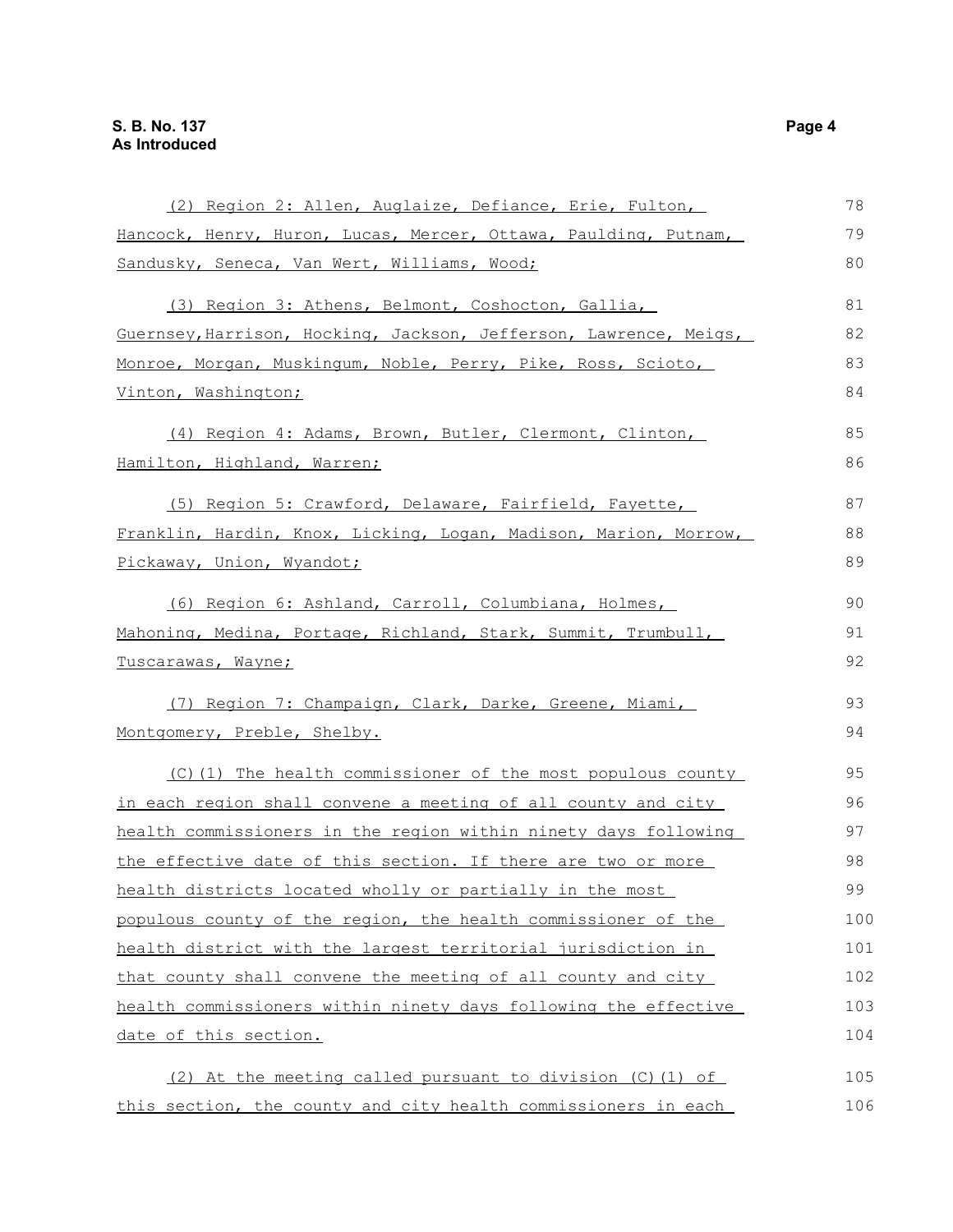(2) Region 2: Allen, Auglaize, Defiance, Erie, Fulton, Hancock, Henry, Huron, Lucas, Mercer, Ottawa, Paulding, Putnam, Sandusky, Seneca, Van Wert, Williams, Wood;

(3) Region 3: Athens, Belmont, Coshocton, Gallia, Guernsey,Harrison, Hocking, Jackson, Jefferson, Lawrence, Meigs, Monroe, Morgan, Muskingum, Noble, Perry, Pike, Ross, Scioto, Vinton, Washington;

(4) Region 4: Adams, Brown, Butler, Clermont, Clinton, Hamilton, Highland, Warren;

(5) Region 5: Crawford, Delaware, Fairfield, Fayette, Franklin, Hardin, Knox, Licking, Logan, Madison, Marion, Morrow, Pickaway, Union, Wyandot;

(6) Region 6: Ashland, Carroll, Columbiana, Holmes, Mahoning, Medina, Portage, Richland, Stark, Summit, Trumbull, Tuscarawas, Wayne;

(7) Region 7: Champaign, Clark, Darke, Greene, Miami, Montgomery, Preble, Shelby.

(C)(1) The health commissioner of the most populous county in each region shall convene a meeting of all county and city health commissioners in the region within ninety days following the effective date of this section. If there are two or more health districts located wholly or partially in the most populous county of the region, the health commissioner of the health district with the largest territorial jurisdiction in that county shall convene the meeting of all county and city health commissioners within ninety days following the effective date of this section.

(2) At the meeting called pursuant to division (C)(1) of this section, the county and city health commissioners in each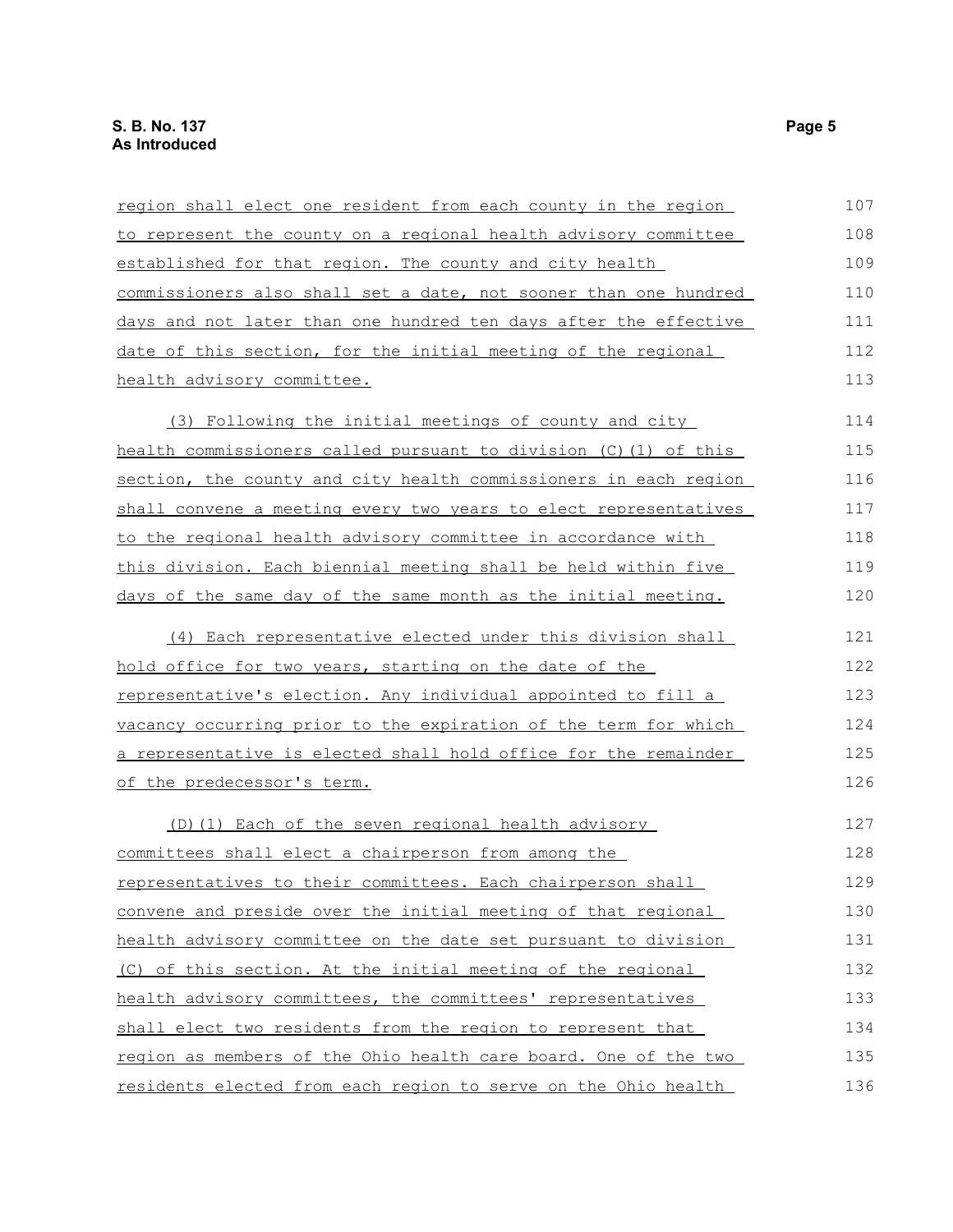region shall elect one resident from each county in the region to represent the county on a regional health advisory committee established for that region. The county and city health commissioners also shall set a date, not sooner than one hundred days and not later than one hundred ten days after the effective date of this section, for the initial meeting of the regional health advisory committee.

(3) Following the initial meetings of county and city health commissioners called pursuant to division (C)(1) of this section, the county and city health commissioners in each region shall convene a meeting every two years to elect representatives to the regional health advisory committee in accordance with this division. Each biennial meeting shall be held within five days of the same day of the same month as the initial meeting.

(4) Each representative elected under this division shall hold office for two years, starting on the date of the representative's election. Any individual appointed to fill a vacancy occurring prior to the expiration of the term for which a representative is elected shall hold office for the remainder of the predecessor's term.

(D)(1) Each of the seven regional health advisory committees shall elect a chairperson from among the representatives to their committees. Each chairperson shall convene and preside over the initial meeting of that regional health advisory committee on the date set pursuant to division (C) of this section. At the initial meeting of the regional health advisory committees, the committees' representatives shall elect two residents from the region to represent that region as members of the Ohio health care board. One of the two residents elected from each region to serve on the Ohio health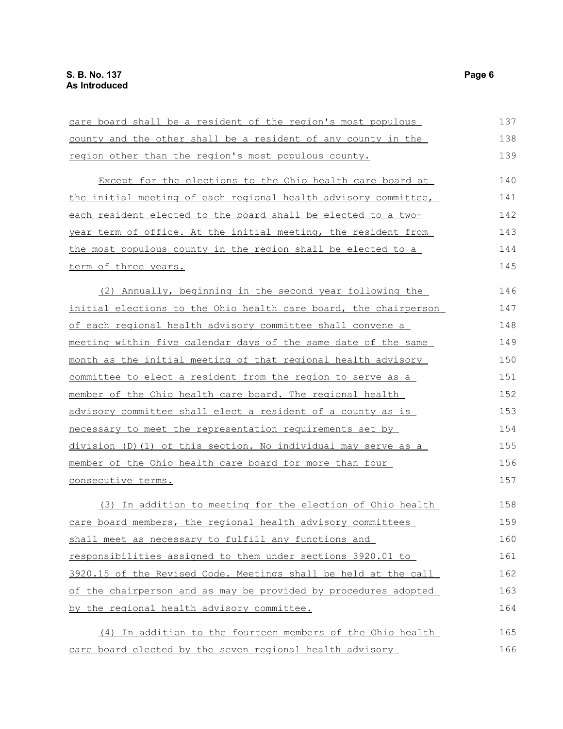care board shall be a resident of the region's most populous county and the other shall be a resident of any county in the region other than the region's most populous county.

Except for the elections to the Ohio health care board at the initial meeting of each regional health advisory committee, each resident elected to the board shall be elected to a two-year term of office. At the initial meeting, the resident from the most populous county in the region shall be elected to a term of three years.

(2) Annually, beginning in the second year following the initial elections to the Ohio health care board, the chairperson of each regional health advisory committee shall convene a meeting within five calendar days of the same date of the same month as the initial meeting of that regional health advisory committee to elect a resident from the region to serve as a member of the Ohio health care board. The regional health advisory committee shall elect a resident of a county as is necessary to meet the representation requirements set by division (D)(1) of this section. No individual may serve as a member of the Ohio health care board for more than four consecutive terms.

(3) In addition to meeting for the election of Ohio health care board members, the regional health advisory committees shall meet as necessary to fulfill any functions and responsibilities assigned to them under sections 3920.01 to 3920.15 of the Revised Code. Meetings shall be held at the call of the chairperson and as may be provided by procedures adopted by the regional health advisory committee.

(4) In addition to the fourteen members of the Ohio health care board elected by the seven regional health advisory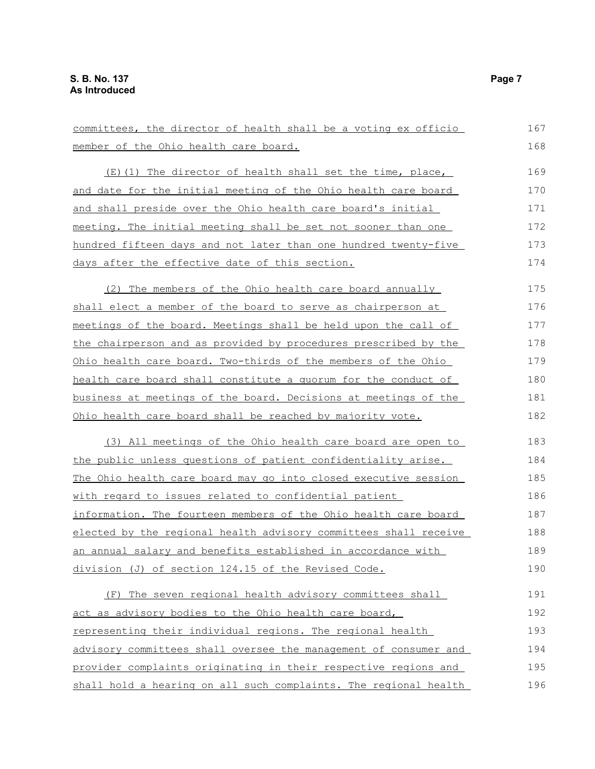committees, the director of health shall be a voting ex officio member of the Ohio health care board.

(E)(1) The director of health shall set the time, place, and date for the initial meeting of the Ohio health care board and shall preside over the Ohio health care board's initial meeting. The initial meeting shall be set not sooner than one hundred fifteen days and not later than one hundred twenty-five days after the effective date of this section.

(2) The members of the Ohio health care board annually shall elect a member of the board to serve as chairperson at meetings of the board. Meetings shall be held upon the call of the chairperson and as provided by procedures prescribed by the Ohio health care board. Two-thirds of the members of the Ohio health care board shall constitute a quorum for the conduct of business at meetings of the board. Decisions at meetings of the Ohio health care board shall be reached by majority vote.

(3) All meetings of the Ohio health care board are open to the public unless questions of patient confidentiality arise. The Ohio health care board may go into closed executive session with regard to issues related to confidential patient information. The fourteen members of the Ohio health care board elected by the regional health advisory committees shall receive an annual salary and benefits established in accordance with division (J) of section 124.15 of the Revised Code.

(F) The seven regional health advisory committees shall act as advisory bodies to the Ohio health care board, representing their individual regions. The regional health advisory committees shall oversee the management of consumer and provider complaints originating in their respective regions and shall hold a hearing on all such complaints. The regional health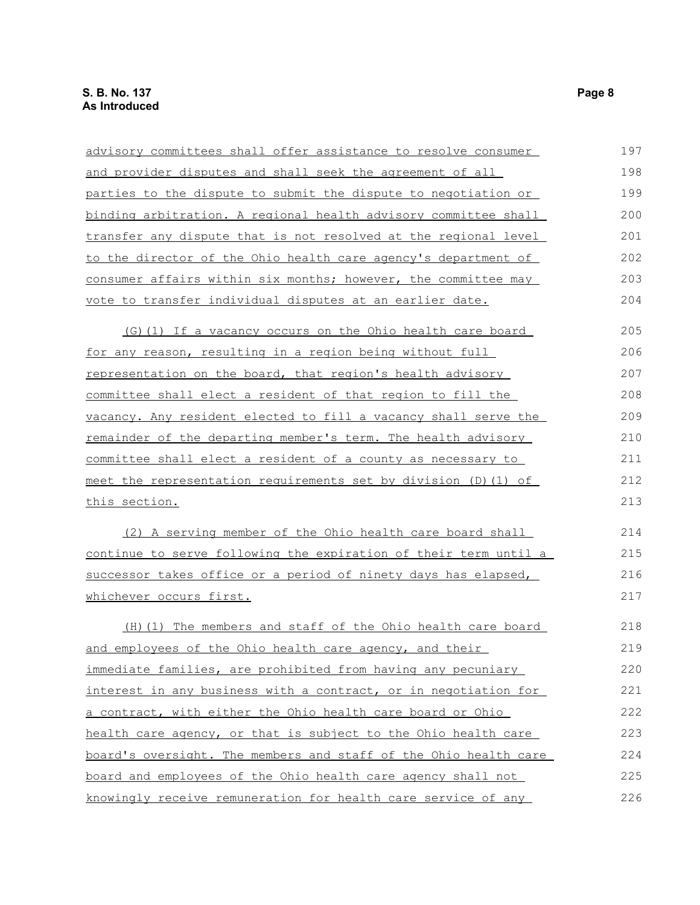advisory committees shall offer assistance to resolve consumer and provider disputes and shall seek the agreement of all parties to the dispute to submit the dispute to negotiation or binding arbitration. A regional health advisory committee shall transfer any dispute that is not resolved at the regional level to the director of the Ohio health care agency's department of consumer affairs within six months; however, the committee may vote to transfer individual disputes at an earlier date.

(G)(1) If a vacancy occurs on the Ohio health care board for any reason, resulting in a region being without full representation on the board, that region's health advisory committee shall elect a resident of that region to fill the vacancy. Any resident elected to fill a vacancy shall serve the remainder of the departing member's term. The health advisory committee shall elect a resident of a county as necessary to meet the representation requirements set by division (D)(1) of this section.

(2) A serving member of the Ohio health care board shall continue to serve following the expiration of their term until a successor takes office or a period of ninety days has elapsed, whichever occurs first.

(H)(1) The members and staff of the Ohio health care board and employees of the Ohio health care agency, and their immediate families, are prohibited from having any pecuniary interest in any business with a contract, or in negotiation for a contract, with either the Ohio health care board or Ohio health care agency, or that is subject to the Ohio health care board's oversight. The members and staff of the Ohio health care board and employees of the Ohio health care agency shall not knowingly receive remuneration for health care service of any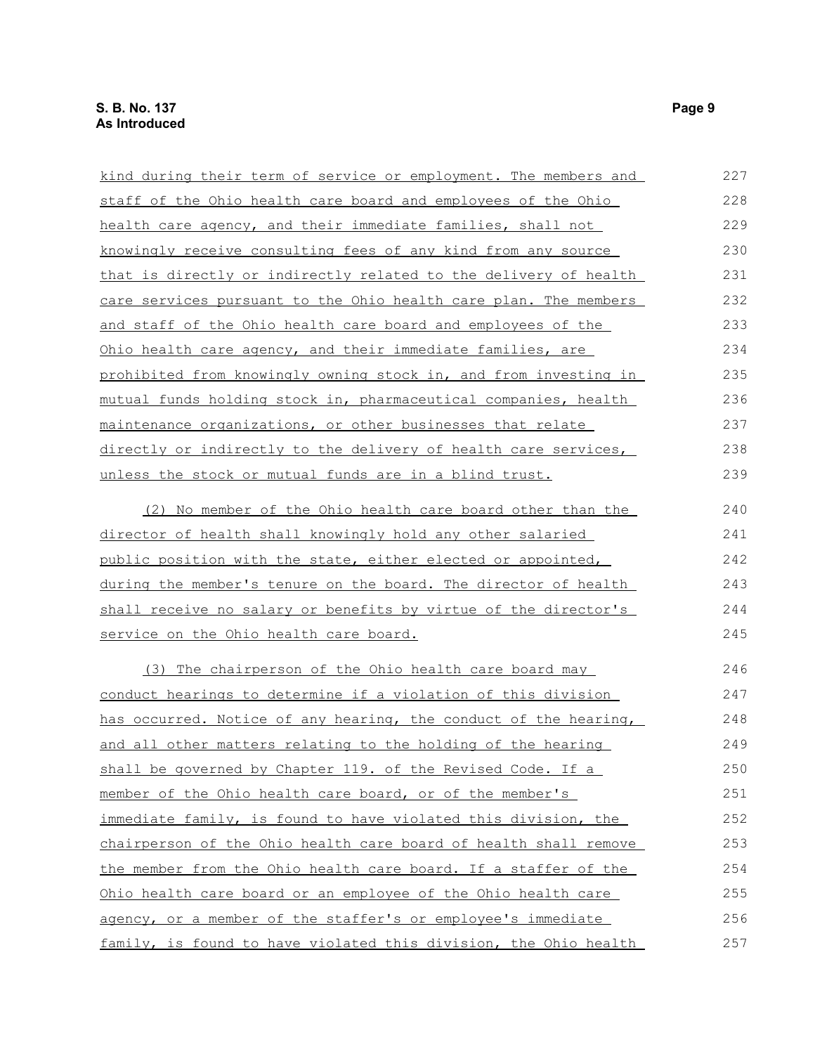kind during their term of service or employment. The members and staff of the Ohio health care board and employees of the Ohio health care agency, and their immediate families, shall not knowingly receive consulting fees of any kind from any source that is directly or indirectly related to the delivery of health care services pursuant to the Ohio health care plan. The members and staff of the Ohio health care board and employees of the Ohio health care agency, and their immediate families, are prohibited from knowingly owning stock in, and from investing in mutual funds holding stock in, pharmaceutical companies, health maintenance organizations, or other businesses that relate directly or indirectly to the delivery of health care services, unless the stock or mutual funds are in a blind trust.

(2) No member of the Ohio health care board other than the director of health shall knowingly hold any other salaried public position with the state, either elected or appointed, during the member's tenure on the board. The director of health shall receive no salary or benefits by virtue of the director's service on the Ohio health care board.

(3) The chairperson of the Ohio health care board may conduct hearings to determine if a violation of this division has occurred. Notice of any hearing, the conduct of the hearing, and all other matters relating to the holding of the hearing shall be governed by Chapter 119. of the Revised Code. If a member of the Ohio health care board, or of the member's immediate family, is found to have violated this division, the chairperson of the Ohio health care board of health shall remove the member from the Ohio health care board. If a staffer of the Ohio health care board or an employee of the Ohio health care agency, or a member of the staffer's or employee's immediate family, is found to have violated this division, the Ohio health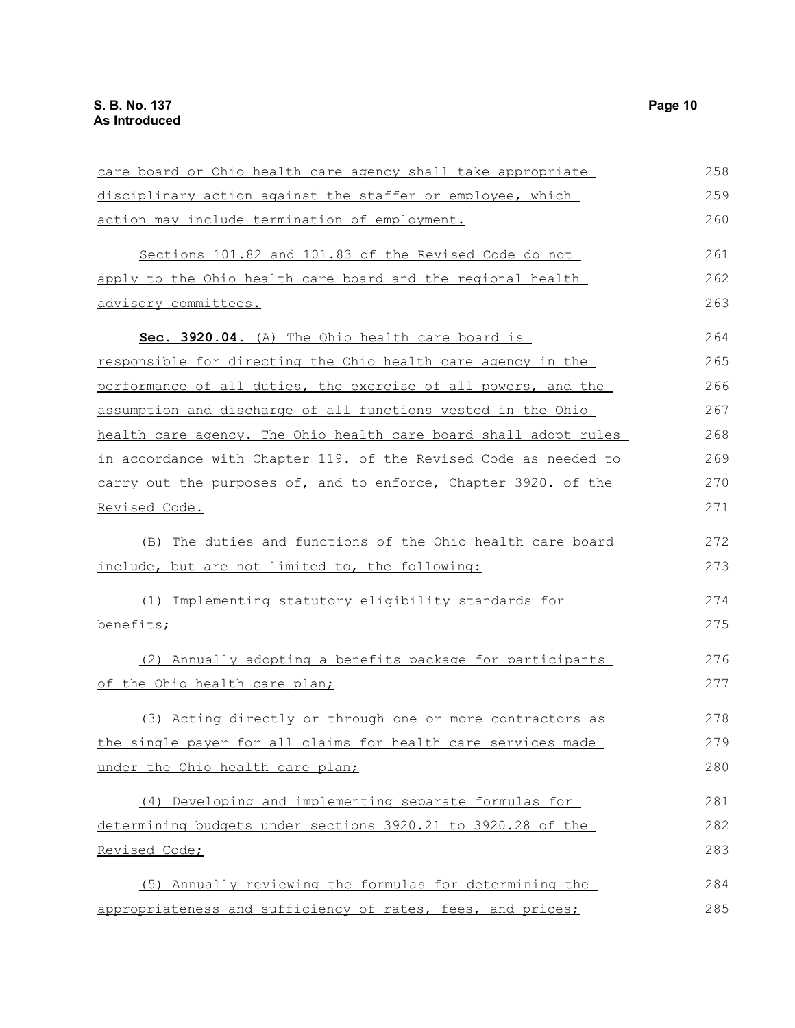care board or Ohio health care agency shall take appropriate disciplinary action against the staffer or employee, which action may include termination of employment.

Sections 101.82 and 101.83 of the Revised Code do not apply to the Ohio health care board and the regional health advisory committees.

**Sec. 3920.04.** (A) The Ohio health care board is responsible for directing the Ohio health care agency in the performance of all duties, the exercise of all powers, and the assumption and discharge of all functions vested in the Ohio health care agency. The Ohio health care board shall adopt rules in accordance with Chapter 119. of the Revised Code as needed to carry out the purposes of, and to enforce, Chapter 3920. of the Revised Code.

(B) The duties and functions of the Ohio health care board include, but are not limited to, the following:

(1) Implementing statutory eligibility standards for benefits;

(2) Annually adopting a benefits package for participants of the Ohio health care plan;

(3) Acting directly or through one or more contractors as the single payer for all claims for health care services made under the Ohio health care plan;

(4) Developing and implementing separate formulas for determining budgets under sections 3920.21 to 3920.28 of the Revised Code;

(5) Annually reviewing the formulas for determining the appropriateness and sufficiency of rates, fees, and prices;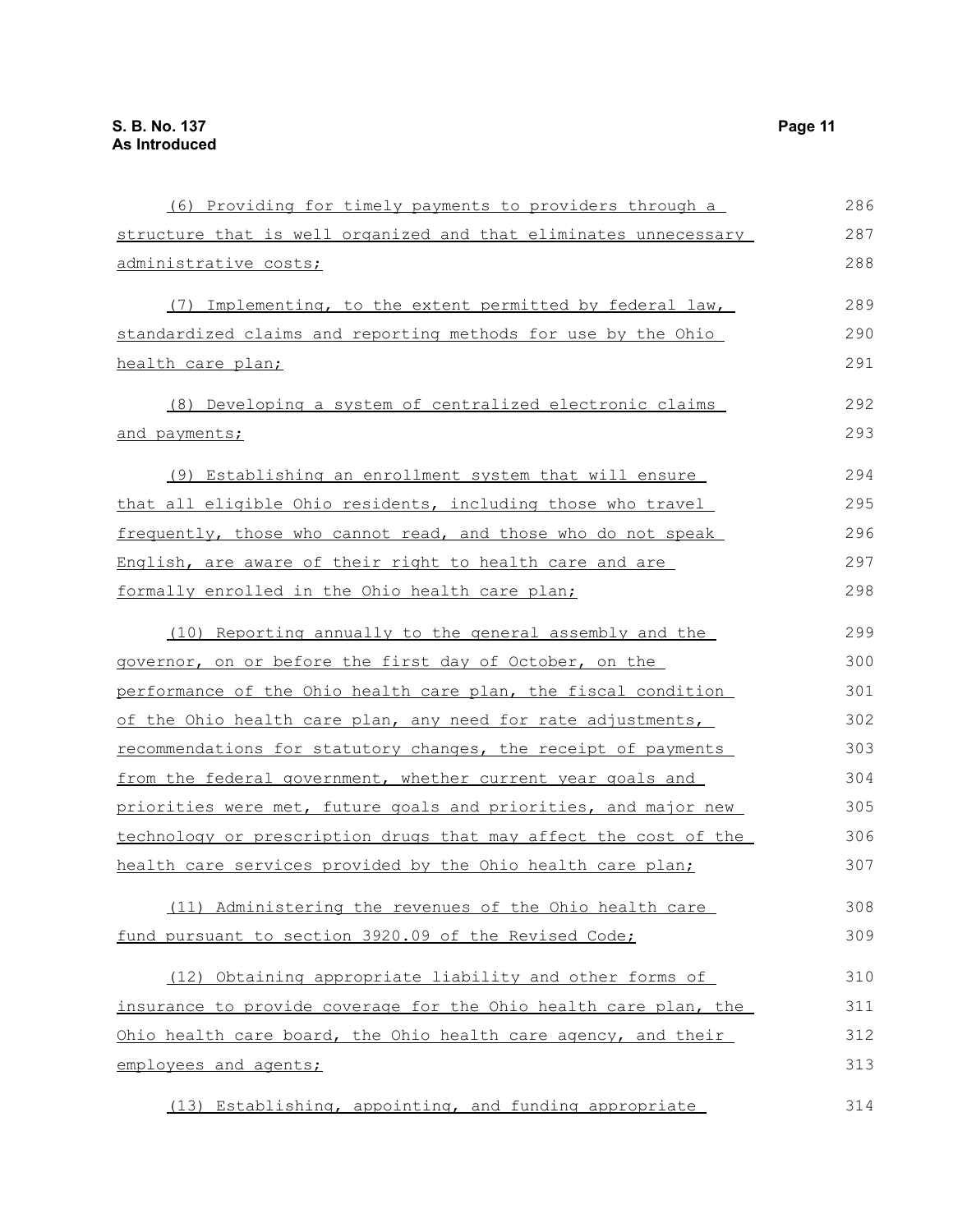(6) Providing for timely payments to providers through a structure that is well organized and that eliminates unnecessary administrative costs;

(7) Implementing, to the extent permitted by federal law, standardized claims and reporting methods for use by the Ohio health care plan;

(8) Developing a system of centralized electronic claims and payments;

(9) Establishing an enrollment system that will ensure that all eligible Ohio residents, including those who travel frequently, those who cannot read, and those who do not speak English, are aware of their right to health care and are formally enrolled in the Ohio health care plan;

(10) Reporting annually to the general assembly and the governor, on or before the first day of October, on the performance of the Ohio health care plan, the fiscal condition of the Ohio health care plan, any need for rate adjustments, recommendations for statutory changes, the receipt of payments from the federal government, whether current year goals and priorities were met, future goals and priorities, and major new technology or prescription drugs that may affect the cost of the health care services provided by the Ohio health care plan;

(11) Administering the revenues of the Ohio health care fund pursuant to section 3920.09 of the Revised Code;

(12) Obtaining appropriate liability and other forms of insurance to provide coverage for the Ohio health care plan, the Ohio health care board, the Ohio health care agency, and their employees and agents;

(13) Establishing, appointing, and funding appropriate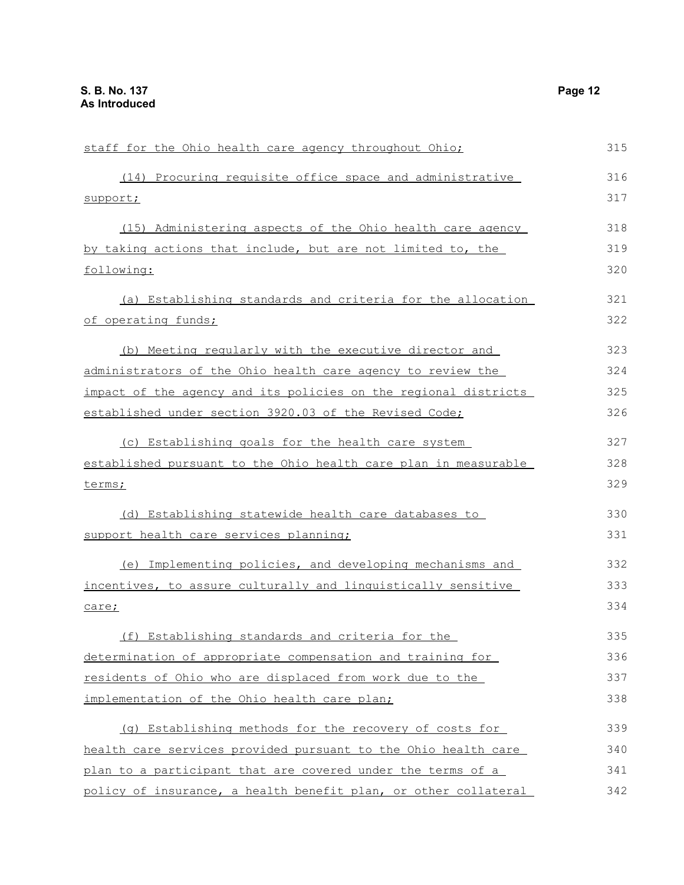staff for the Ohio health care agency throughout Ohio;

(14) Procuring requisite office space and administrative support;

(15) Administering aspects of the Ohio health care agency by taking actions that include, but are not limited to, the following:

(a) Establishing standards and criteria for the allocation of operating funds;

(b) Meeting regularly with the executive director and administrators of the Ohio health care agency to review the impact of the agency and its policies on the regional districts established under section 3920.03 of the Revised Code;

(c) Establishing goals for the health care system established pursuant to the Ohio health care plan in measurable terms;

(d) Establishing statewide health care databases to support health care services planning;

(e) Implementing policies, and developing mechanisms and incentives, to assure culturally and linguistically sensitive care;

(f) Establishing standards and criteria for the determination of appropriate compensation and training for residents of Ohio who are displaced from work due to the implementation of the Ohio health care plan;

(g) Establishing methods for the recovery of costs for health care services provided pursuant to the Ohio health care plan to a participant that are covered under the terms of a policy of insurance, a health benefit plan, or other collateral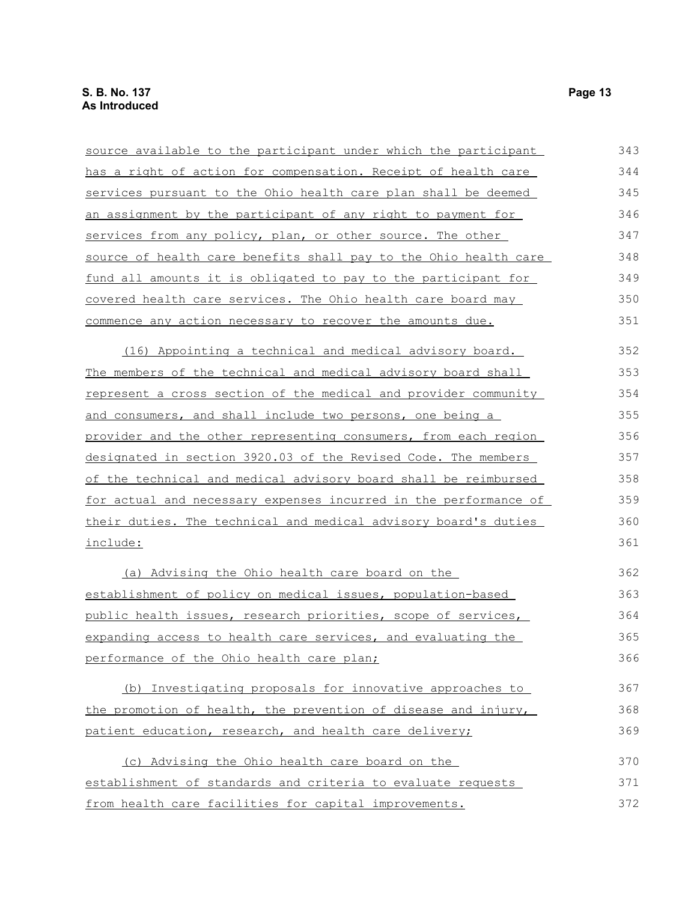source available to the participant under which the participant has a right of action for compensation. Receipt of health care services pursuant to the Ohio health care plan shall be deemed an assignment by the participant of any right to payment for services from any policy, plan, or other source. The other source of health care benefits shall pay to the Ohio health care fund all amounts it is obligated to pay to the participant for covered health care services. The Ohio health care board may commence any action necessary to recover the amounts due.

(16) Appointing a technical and medical advisory board. The members of the technical and medical advisory board shall represent a cross section of the medical and provider community and consumers, and shall include two persons, one being a provider and the other representing consumers, from each region designated in section 3920.03 of the Revised Code. The members of the technical and medical advisory board shall be reimbursed for actual and necessary expenses incurred in the performance of their duties. The technical and medical advisory board's duties include:

(a) Advising the Ohio health care board on the establishment of policy on medical issues, population-based public health issues, research priorities, scope of services, expanding access to health care services, and evaluating the performance of the Ohio health care plan;

(b) Investigating proposals for innovative approaches to the promotion of health, the prevention of disease and injury, patient education, research, and health care delivery;

(c) Advising the Ohio health care board on the establishment of standards and criteria to evaluate requests from health care facilities for capital improvements.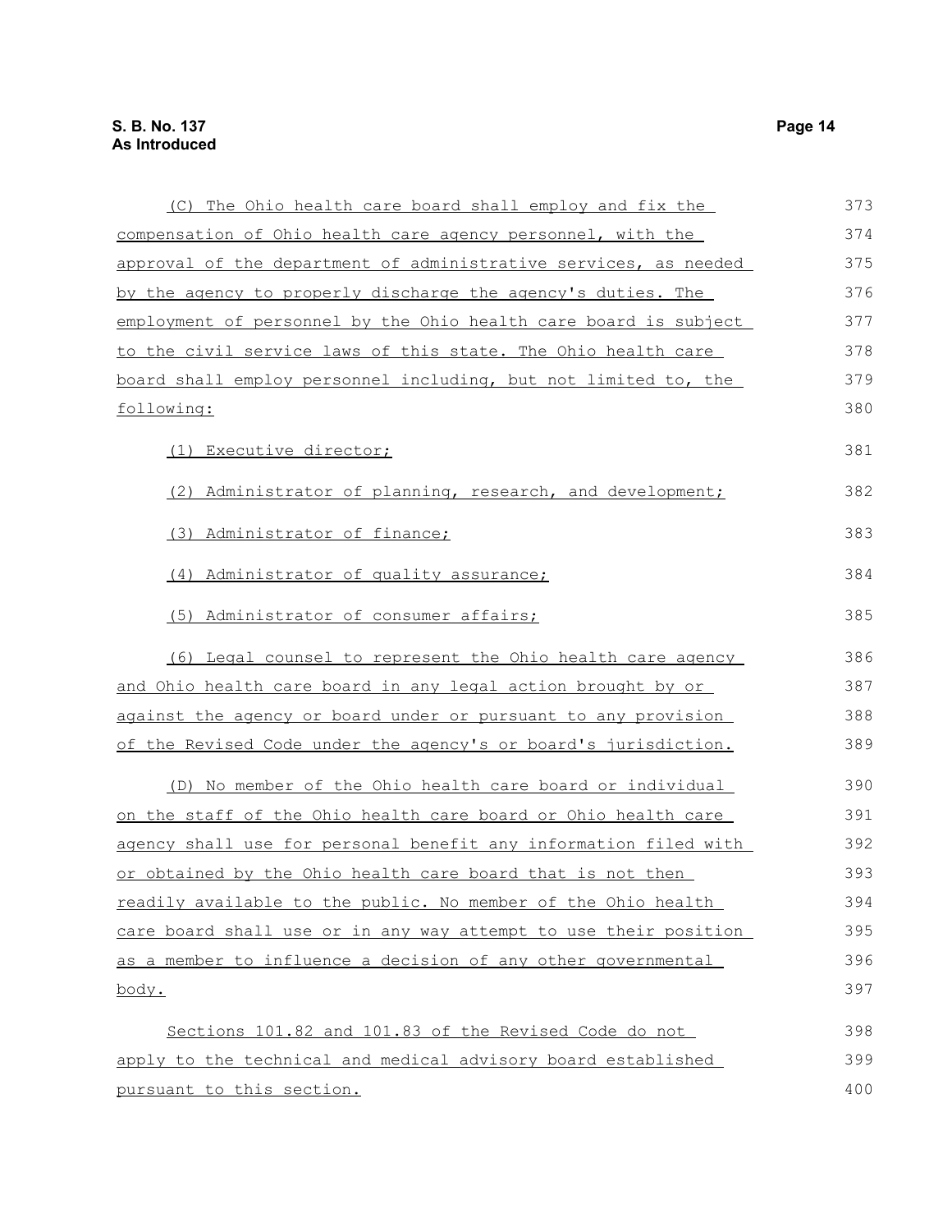(C) The Ohio health care board shall employ and fix the compensation of Ohio health care agency personnel, with the approval of the department of administrative services, as needed by the agency to properly discharge the agency's duties. The employment of personnel by the Ohio health care board is subject to the civil service laws of this state. The Ohio health care board shall employ personnel including, but not limited to, the following:

(1) Executive director;

(2) Administrator of planning, research, and development;

(3) Administrator of finance;

(4) Administrator of quality assurance;

(5) Administrator of consumer affairs;

(6) Legal counsel to represent the Ohio health care agency and Ohio health care board in any legal action brought by or against the agency or board under or pursuant to any provision of the Revised Code under the agency's or board's jurisdiction.

(D) No member of the Ohio health care board or individual on the staff of the Ohio health care board or Ohio health care agency shall use for personal benefit any information filed with or obtained by the Ohio health care board that is not then readily available to the public. No member of the Ohio health care board shall use or in any way attempt to use their position as a member to influence a decision of any other governmental body.

Sections 101.82 and 101.83 of the Revised Code do not apply to the technical and medical advisory board established pursuant to this section.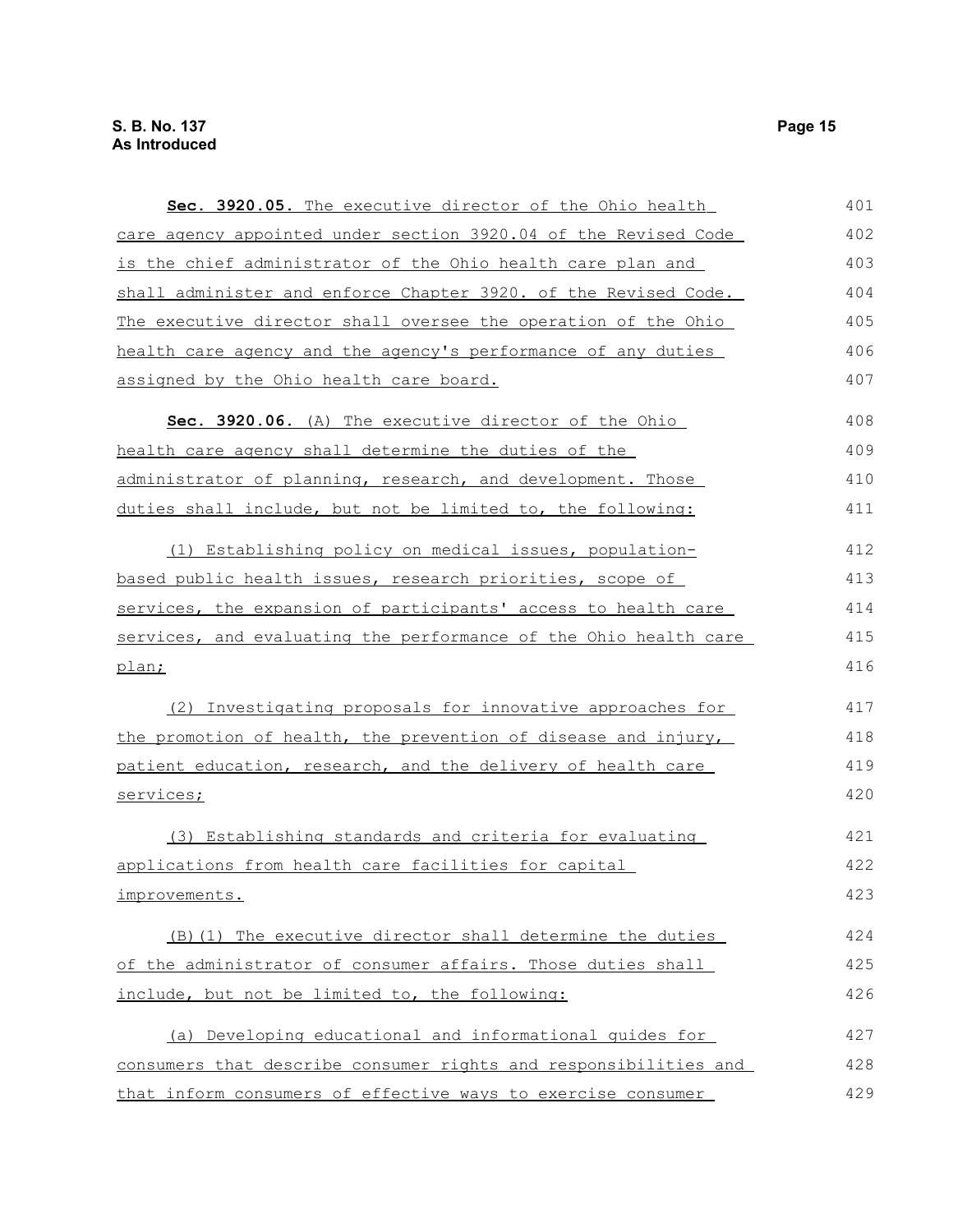**Sec. 3920.05.** The executive director of the Ohio health care agency appointed under section 3920.04 of the Revised Code is the chief administrator of the Ohio health care plan and shall administer and enforce Chapter 3920. of the Revised Code. The executive director shall oversee the operation of the Ohio health care agency and the agency's performance of any duties assigned by the Ohio health care board.

**Sec. 3920.06.** (A) The executive director of the Ohio health care agency shall determine the duties of the administrator of planning, research, and development. Those duties shall include, but not be limited to, the following:

(1) Establishing policy on medical issues, population-based public health issues, research priorities, scope of services, the expansion of participants' access to health care services, and evaluating the performance of the Ohio health care plan;

(2) Investigating proposals for innovative approaches for the promotion of health, the prevention of disease and injury, patient education, research, and the delivery of health care services;

(3) Establishing standards and criteria for evaluating applications from health care facilities for capital improvements.

(B)(1) The executive director shall determine the duties of the administrator of consumer affairs. Those duties shall include, but not be limited to, the following:

(a) Developing educational and informational guides for consumers that describe consumer rights and responsibilities and that inform consumers of effective ways to exercise consumer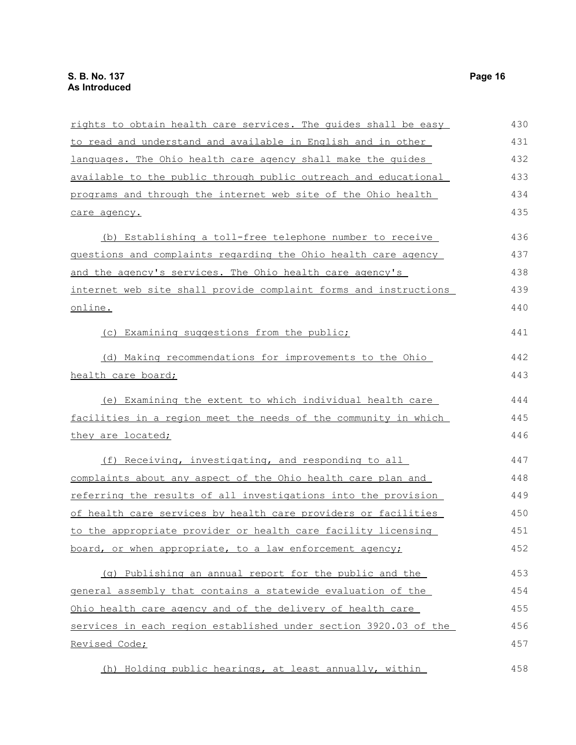rights to obtain health care services. The guides shall be easy to read and understand and available in English and in other languages. The Ohio health care agency shall make the guides available to the public through public outreach and educational programs and through the internet web site of the Ohio health care agency.

(b) Establishing a toll-free telephone number to receive questions and complaints regarding the Ohio health care agency and the agency's services. The Ohio health care agency's internet web site shall provide complaint forms and instructions online.

(c) Examining suggestions from the public;

(d) Making recommendations for improvements to the Ohio health care board;

(e) Examining the extent to which individual health care facilities in a region meet the needs of the community in which they are located;

(f) Receiving, investigating, and responding to all complaints about any aspect of the Ohio health care plan and referring the results of all investigations into the provision of health care services by health care providers or facilities to the appropriate provider or health care facility licensing board, or when appropriate, to a law enforcement agency;

(g) Publishing an annual report for the public and the general assembly that contains a statewide evaluation of the Ohio health care agency and of the delivery of health care services in each region established under section 3920.03 of the Revised Code;

(h) Holding public hearings, at least annually, within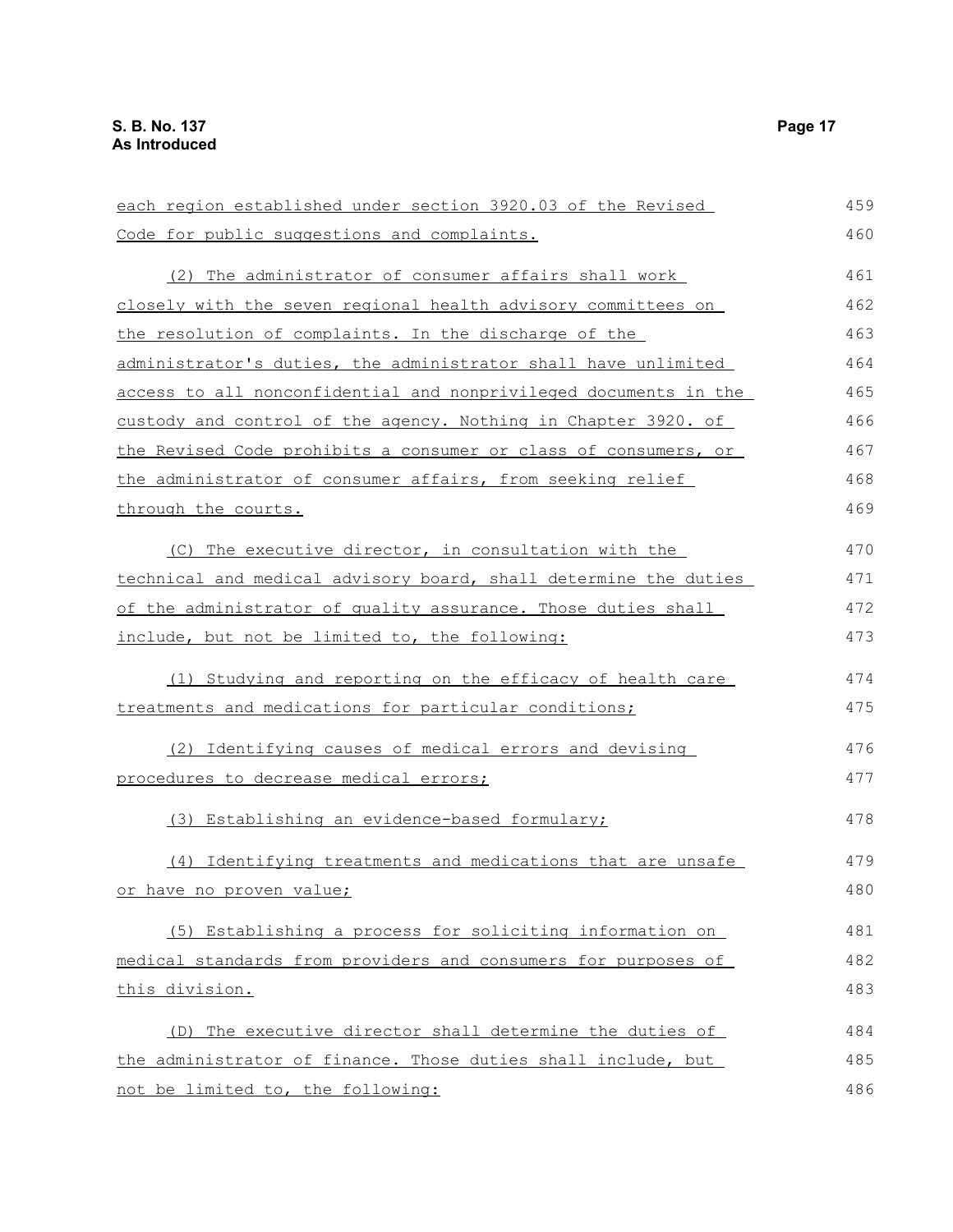each region established under section 3920.03 of the Revised Code for public suggestions and complaints.

(2) The administrator of consumer affairs shall work closely with the seven regional health advisory committees on the resolution of complaints. In the discharge of the administrator's duties, the administrator shall have unlimited access to all nonconfidential and nonprivileged documents in the custody and control of the agency. Nothing in Chapter 3920. of the Revised Code prohibits a consumer or class of consumers, or the administrator of consumer affairs, from seeking relief through the courts.

(C) The executive director, in consultation with the technical and medical advisory board, shall determine the duties of the administrator of quality assurance. Those duties shall include, but not be limited to, the following:

(1) Studying and reporting on the efficacy of health care treatments and medications for particular conditions;

(2) Identifying causes of medical errors and devising procedures to decrease medical errors;

(3) Establishing an evidence-based formulary;

(4) Identifying treatments and medications that are unsafe or have no proven value;

(5) Establishing a process for soliciting information on medical standards from providers and consumers for purposes of this division.

(D) The executive director shall determine the duties of the administrator of finance. Those duties shall include, but not be limited to, the following: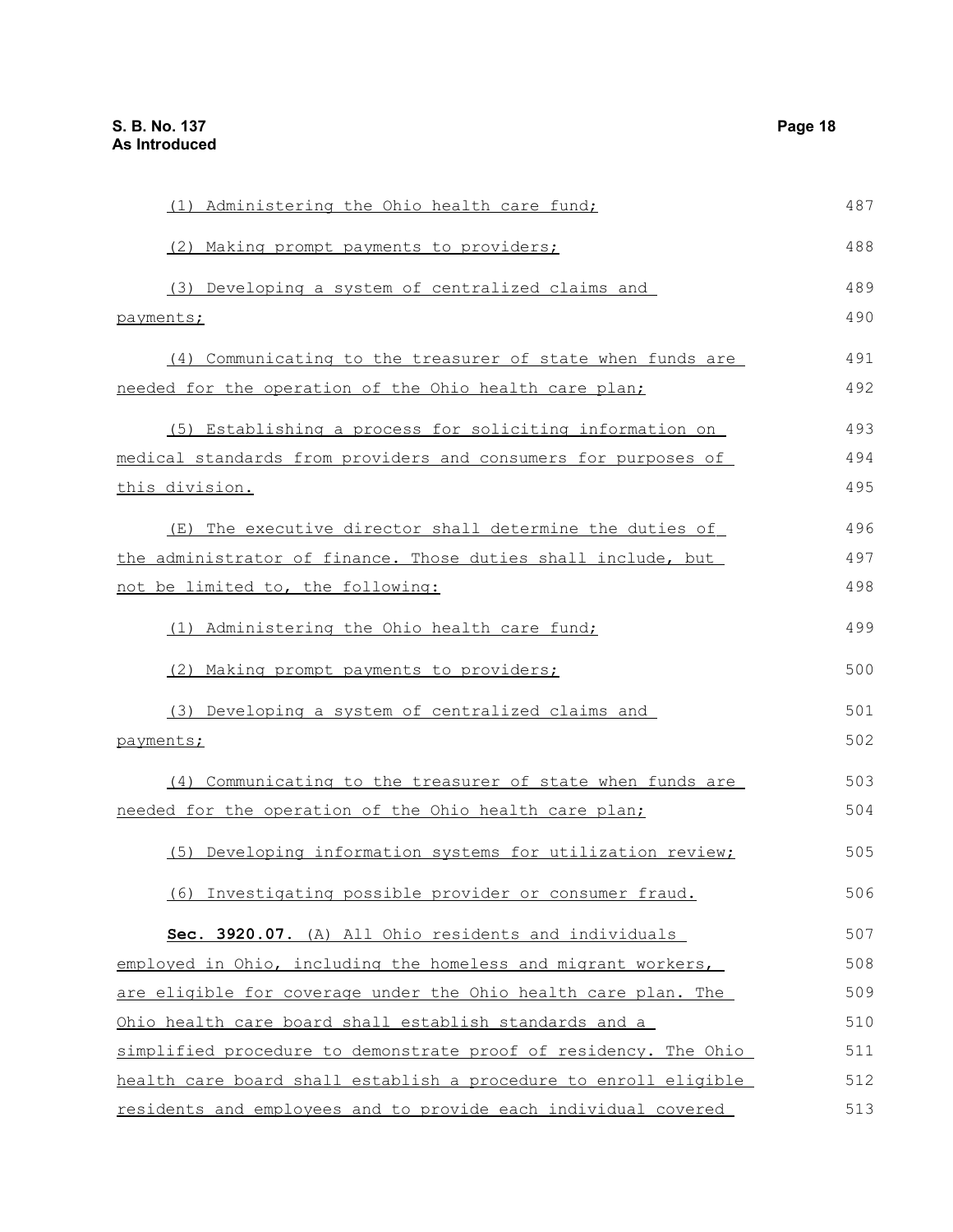(1) Administering the Ohio health care fund;

(2) Making prompt payments to providers;

(3) Developing a system of centralized claims and payments;

(4) Communicating to the treasurer of state when funds are needed for the operation of the Ohio health care plan;

(5) Establishing a process for soliciting information on medical standards from providers and consumers for purposes of this division.

(E) The executive director shall determine the duties of the administrator of finance. Those duties shall include, but not be limited to, the following:

(1) Administering the Ohio health care fund;

(2) Making prompt payments to providers;

(3) Developing a system of centralized claims and payments;

(4) Communicating to the treasurer of state when funds are needed for the operation of the Ohio health care plan;

(5) Developing information systems for utilization review;

(6) Investigating possible provider or consumer fraud.

**Sec. 3920.07.** (A) All Ohio residents and individuals employed in Ohio, including the homeless and migrant workers, are eligible for coverage under the Ohio health care plan. The Ohio health care board shall establish standards and a simplified procedure to demonstrate proof of residency. The Ohio health care board shall establish a procedure to enroll eligible residents and employees and to provide each individual covered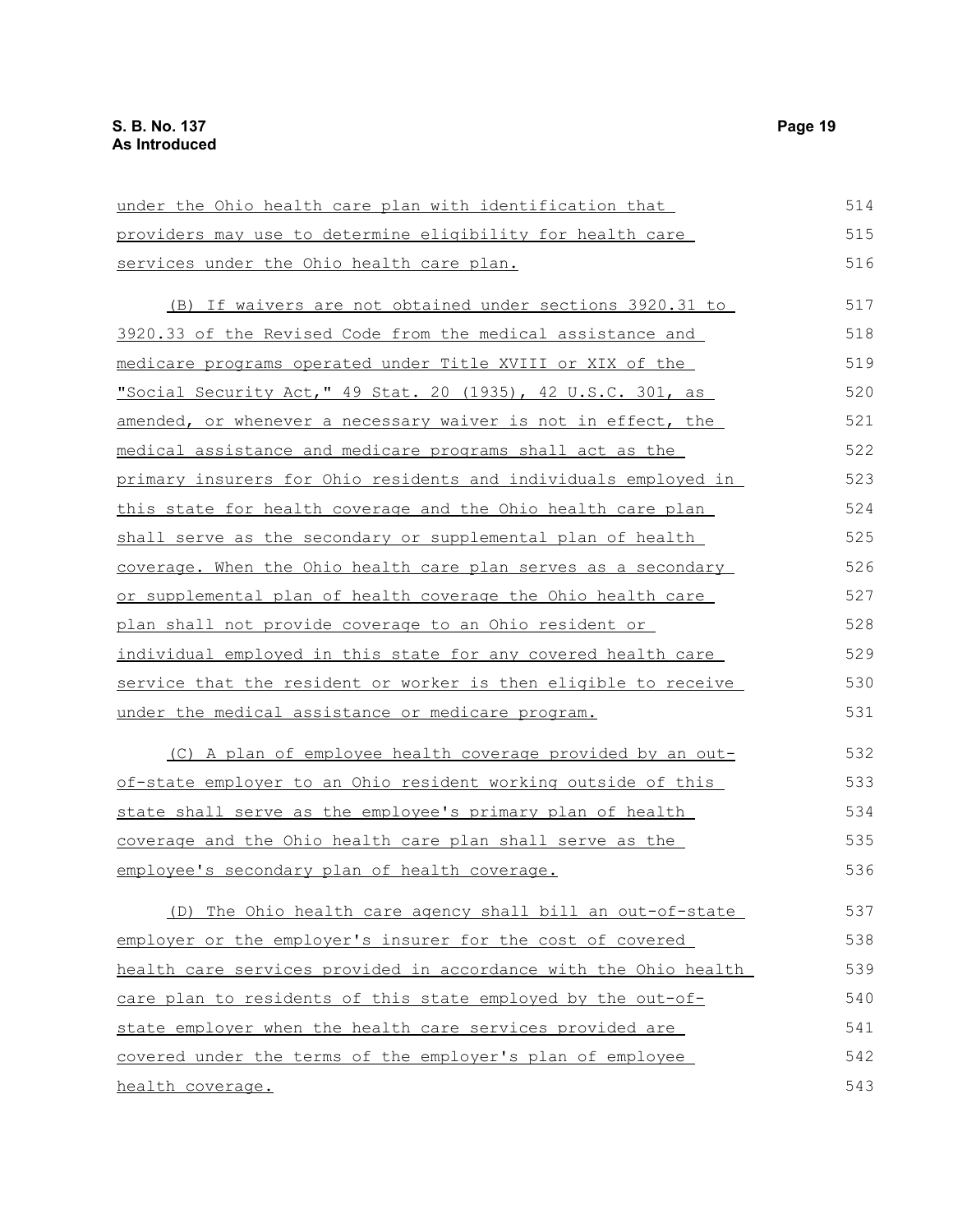under the Ohio health care plan with identification that providers may use to determine eligibility for health care services under the Ohio health care plan.

(B) If waivers are not obtained under sections 3920.31 to 3920.33 of the Revised Code from the medical assistance and medicare programs operated under Title XVIII or XIX of the "Social Security Act," 49 Stat. 20 (1935), 42 U.S.C. 301, as amended, or whenever a necessary waiver is not in effect, the medical assistance and medicare programs shall act as the primary insurers for Ohio residents and individuals employed in this state for health coverage and the Ohio health care plan shall serve as the secondary or supplemental plan of health coverage. When the Ohio health care plan serves as a secondary or supplemental plan of health coverage the Ohio health care plan shall not provide coverage to an Ohio resident or individual employed in this state for any covered health care service that the resident or worker is then eligible to receive under the medical assistance or medicare program.

(C) A plan of employee health coverage provided by an out-of-state employer to an Ohio resident working outside of this state shall serve as the employee's primary plan of health coverage and the Ohio health care plan shall serve as the employee's secondary plan of health coverage.

(D) The Ohio health care agency shall bill an out-of-state employer or the employer's insurer for the cost of covered health care services provided in accordance with the Ohio health care plan to residents of this state employed by the out-of-state employer when the health care services provided are covered under the terms of the employer's plan of employee health coverage.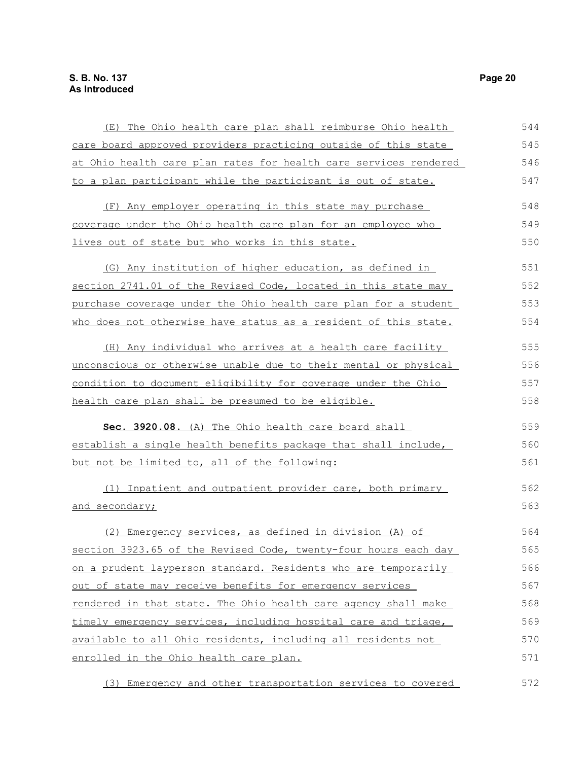(E) The Ohio health care plan shall reimburse Ohio health care board approved providers practicing outside of this state at Ohio health care plan rates for health care services rendered to a plan participant while the participant is out of state.

(F) Any employer operating in this state may purchase coverage under the Ohio health care plan for an employee who lives out of state but who works in this state.

(G) Any institution of higher education, as defined in section 2741.01 of the Revised Code, located in this state may purchase coverage under the Ohio health care plan for a student who does not otherwise have status as a resident of this state.

(H) Any individual who arrives at a health care facility unconscious or otherwise unable due to their mental or physical condition to document eligibility for coverage under the Ohio health care plan shall be presumed to be eligible.

**Sec. 3920.08.** (A) The Ohio health care board shall establish a single health benefits package that shall include, but not be limited to, all of the following:

(1) Inpatient and outpatient provider care, both primary and secondary;

(2) Emergency services, as defined in division (A) of section 3923.65 of the Revised Code, twenty-four hours each day on a prudent layperson standard. Residents who are temporarily out of state may receive benefits for emergency services rendered in that state. The Ohio health care agency shall make timely emergency services, including hospital care and triage, available to all Ohio residents, including all residents not enrolled in the Ohio health care plan.

(3) Emergency and other transportation services to covered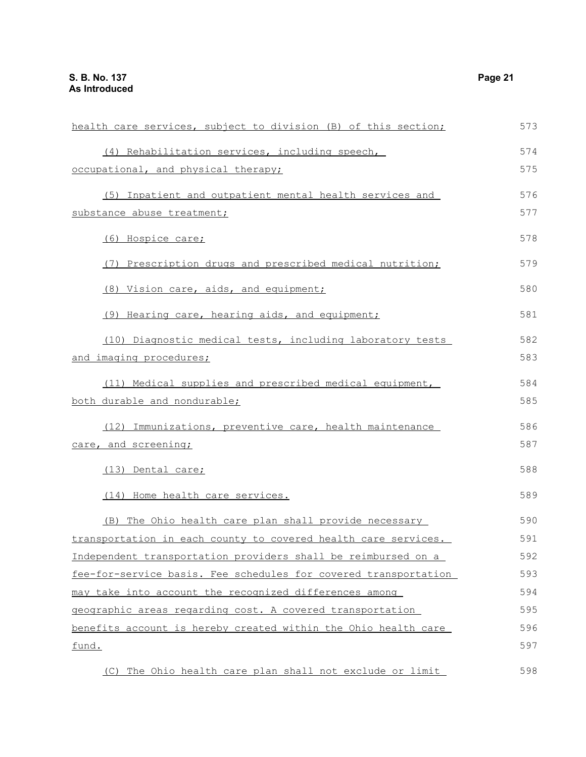health care services, subject to division (B) of this section;

(4) Rehabilitation services, including speech, occupational, and physical therapy;

(5) Inpatient and outpatient mental health services and substance abuse treatment;

(6) Hospice care;

(7) Prescription drugs and prescribed medical nutrition;

(8) Vision care, aids, and equipment;

(9) Hearing care, hearing aids, and equipment;

(10) Diagnostic medical tests, including laboratory tests and imaging procedures;

(11) Medical supplies and prescribed medical equipment, both durable and nondurable;

(12) Immunizations, preventive care, health maintenance care, and screening;

(13) Dental care;

(14) Home health care services.

(B) The Ohio health care plan shall provide necessary transportation in each county to covered health care services. Independent transportation providers shall be reimbursed on a fee-for-service basis. Fee schedules for covered transportation may take into account the recognized differences among geographic areas regarding cost. A covered transportation benefits account is hereby created within the Ohio health care fund.

(C) The Ohio health care plan shall not exclude or limit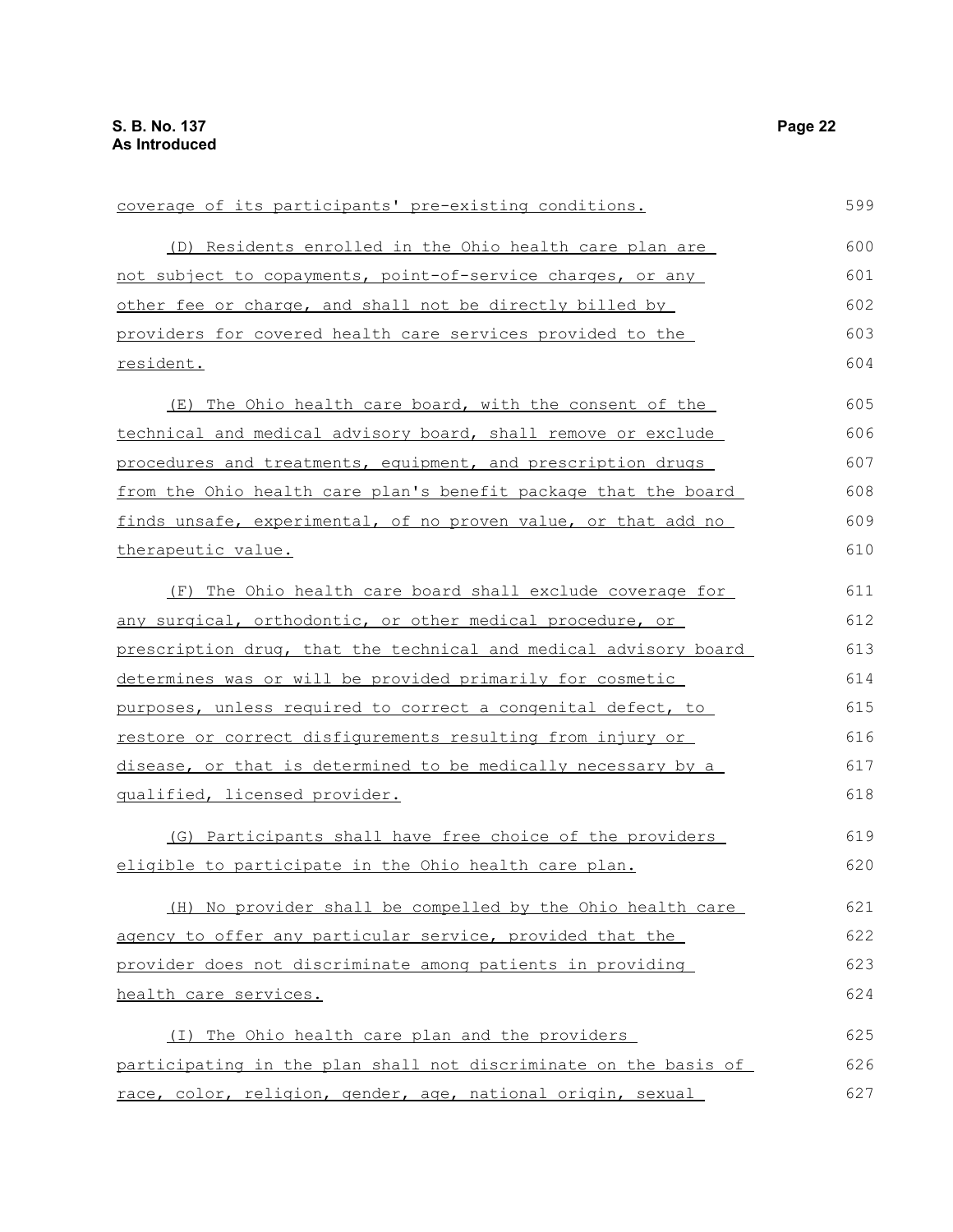coverage of its participants' pre-existing conditions.

(D) Residents enrolled in the Ohio health care plan are not subject to copayments, point-of-service charges, or any other fee or charge, and shall not be directly billed by providers for covered health care services provided to the resident.

(E) The Ohio health care board, with the consent of the technical and medical advisory board, shall remove or exclude procedures and treatments, equipment, and prescription drugs from the Ohio health care plan's benefit package that the board finds unsafe, experimental, of no proven value, or that add no therapeutic value.

(F) The Ohio health care board shall exclude coverage for any surgical, orthodontic, or other medical procedure, or prescription drug, that the technical and medical advisory board determines was or will be provided primarily for cosmetic purposes, unless required to correct a congenital defect, to restore or correct disfigurements resulting from injury or disease, or that is determined to be medically necessary by a qualified, licensed provider.

(G) Participants shall have free choice of the providers eligible to participate in the Ohio health care plan.

(H) No provider shall be compelled by the Ohio health care agency to offer any particular service, provided that the provider does not discriminate among patients in providing health care services.

(I) The Ohio health care plan and the providers participating in the plan shall not discriminate on the basis of race, color, religion, gender, age, national origin, sexual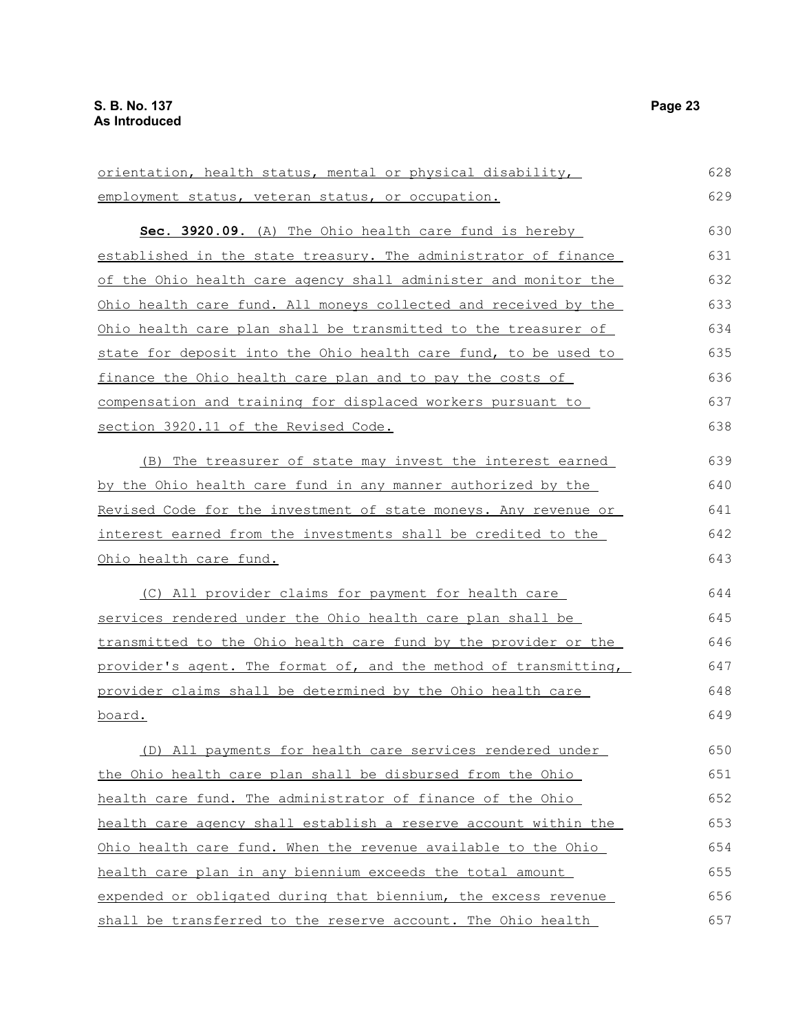orientation, health status, mental or physical disability, employment status, veteran status, or occupation.

**Sec. 3920.09.** (A) The Ohio health care fund is hereby established in the state treasury. The administrator of finance of the Ohio health care agency shall administer and monitor the Ohio health care fund. All moneys collected and received by the Ohio health care plan shall be transmitted to the treasurer of state for deposit into the Ohio health care fund, to be used to finance the Ohio health care plan and to pay the costs of compensation and training for displaced workers pursuant to section 3920.11 of the Revised Code.

(B) The treasurer of state may invest the interest earned by the Ohio health care fund in any manner authorized by the Revised Code for the investment of state moneys. Any revenue or interest earned from the investments shall be credited to the Ohio health care fund.

(C) All provider claims for payment for health care services rendered under the Ohio health care plan shall be transmitted to the Ohio health care fund by the provider or the provider's agent. The format of, and the method of transmitting, provider claims shall be determined by the Ohio health care board.

(D) All payments for health care services rendered under the Ohio health care plan shall be disbursed from the Ohio health care fund. The administrator of finance of the Ohio health care agency shall establish a reserve account within the Ohio health care fund. When the revenue available to the Ohio health care plan in any biennium exceeds the total amount expended or obligated during that biennium, the excess revenue shall be transferred to the reserve account. The Ohio health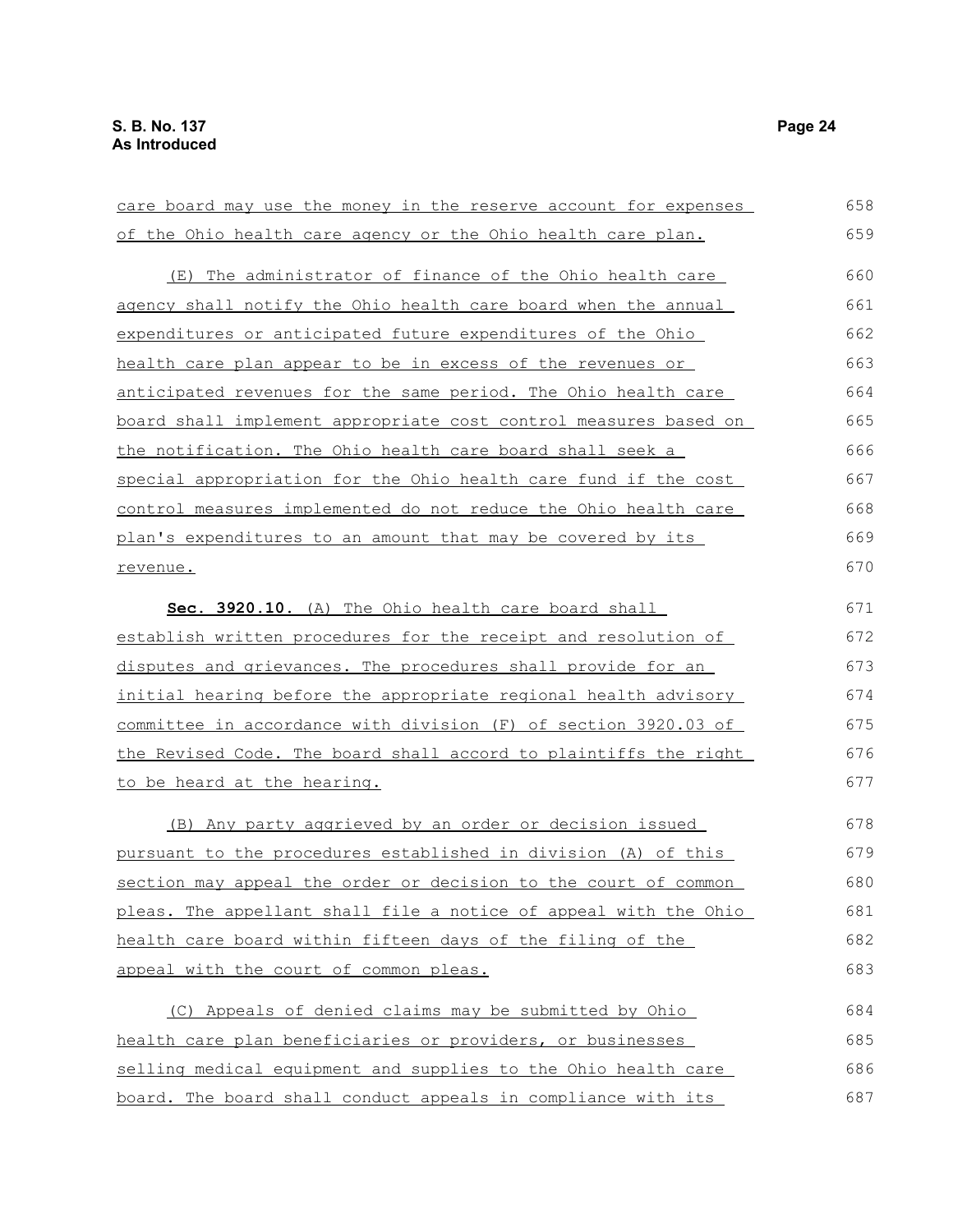care board may use the money in the reserve account for expenses of the Ohio health care agency or the Ohio health care plan.

(E) The administrator of finance of the Ohio health care agency shall notify the Ohio health care board when the annual expenditures or anticipated future expenditures of the Ohio health care plan appear to be in excess of the revenues or anticipated revenues for the same period. The Ohio health care board shall implement appropriate cost control measures based on the notification. The Ohio health care board shall seek a special appropriation for the Ohio health care fund if the cost control measures implemented do not reduce the Ohio health care plan's expenditures to an amount that may be covered by its revenue.

**Sec. 3920.10.** (A) The Ohio health care board shall establish written procedures for the receipt and resolution of disputes and grievances. The procedures shall provide for an initial hearing before the appropriate regional health advisory committee in accordance with division (F) of section 3920.03 of the Revised Code. The board shall accord to plaintiffs the right to be heard at the hearing.

(B) Any party aggrieved by an order or decision issued pursuant to the procedures established in division (A) of this section may appeal the order or decision to the court of common pleas. The appellant shall file a notice of appeal with the Ohio health care board within fifteen days of the filing of the appeal with the court of common pleas.

(C) Appeals of denied claims may be submitted by Ohio health care plan beneficiaries or providers, or businesses selling medical equipment and supplies to the Ohio health care board. The board shall conduct appeals in compliance with its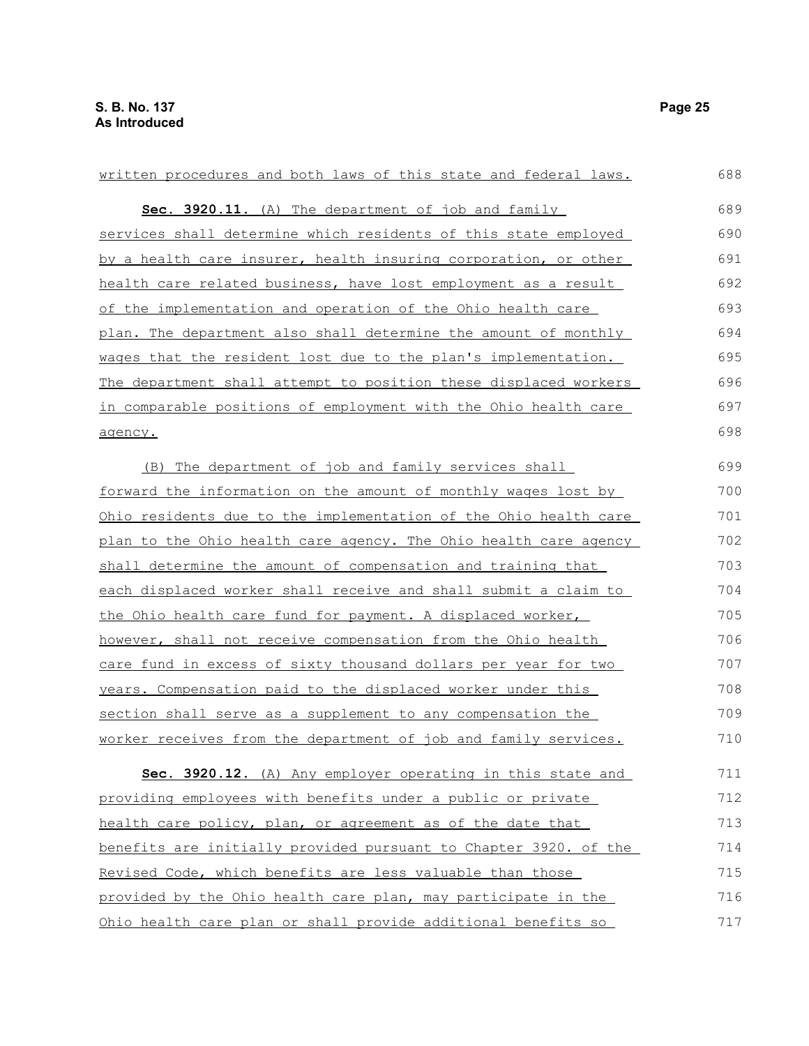written procedures and both laws of this state and federal laws.

**Sec. 3920.11.** (A) The department of job and family services shall determine which residents of this state employed by a health care insurer, health insuring corporation, or other health care related business, have lost employment as a result of the implementation and operation of the Ohio health care plan. The department also shall determine the amount of monthly wages that the resident lost due to the plan's implementation. The department shall attempt to position these displaced workers in comparable positions of employment with the Ohio health care agency.

(B) The department of job and family services shall forward the information on the amount of monthly wages lost by Ohio residents due to the implementation of the Ohio health care plan to the Ohio health care agency. The Ohio health care agency shall determine the amount of compensation and training that each displaced worker shall receive and shall submit a claim to the Ohio health care fund for payment. A displaced worker, however, shall not receive compensation from the Ohio health care fund in excess of sixty thousand dollars per year for two years. Compensation paid to the displaced worker under this section shall serve as a supplement to any compensation the worker receives from the department of job and family services.

**Sec. 3920.12.** (A) Any employer operating in this state and providing employees with benefits under a public or private health care policy, plan, or agreement as of the date that benefits are initially provided pursuant to Chapter 3920. of the Revised Code, which benefits are less valuable than those provided by the Ohio health care plan, may participate in the Ohio health care plan or shall provide additional benefits so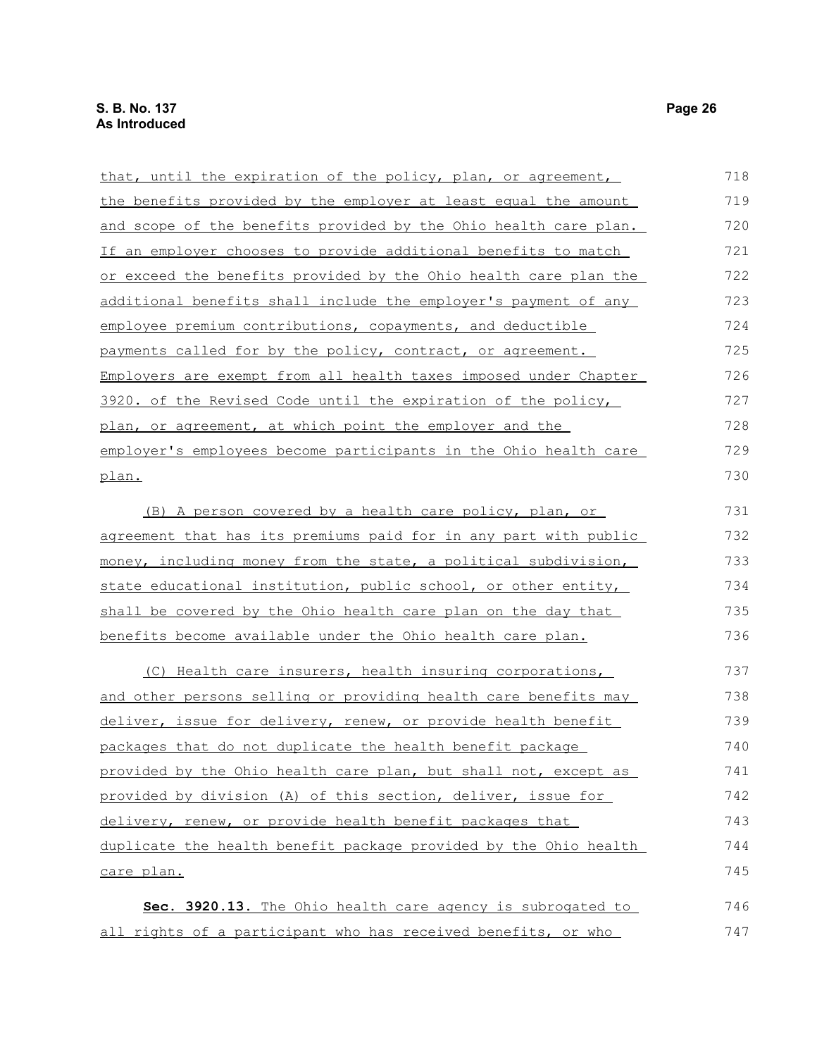that, until the expiration of the policy, plan, or agreement, the benefits provided by the employer at least equal the amount and scope of the benefits provided by the Ohio health care plan. If an employer chooses to provide additional benefits to match or exceed the benefits provided by the Ohio health care plan the additional benefits shall include the employer's payment of any employee premium contributions, copayments, and deductible payments called for by the policy, contract, or agreement. Employers are exempt from all health taxes imposed under Chapter 3920. of the Revised Code until the expiration of the policy, plan, or agreement, at which point the employer and the employer's employees become participants in the Ohio health care plan.

(B) A person covered by a health care policy, plan, or agreement that has its premiums paid for in any part with public money, including money from the state, a political subdivision, state educational institution, public school, or other entity, shall be covered by the Ohio health care plan on the day that benefits become available under the Ohio health care plan.

(C) Health care insurers, health insuring corporations, and other persons selling or providing health care benefits may deliver, issue for delivery, renew, or provide health benefit packages that do not duplicate the health benefit package provided by the Ohio health care plan, but shall not, except as provided by division (A) of this section, deliver, issue for delivery, renew, or provide health benefit packages that duplicate the health benefit package provided by the Ohio health care plan.

**Sec. 3920.13.** The Ohio health care agency is subrogated to all rights of a participant who has received benefits, or who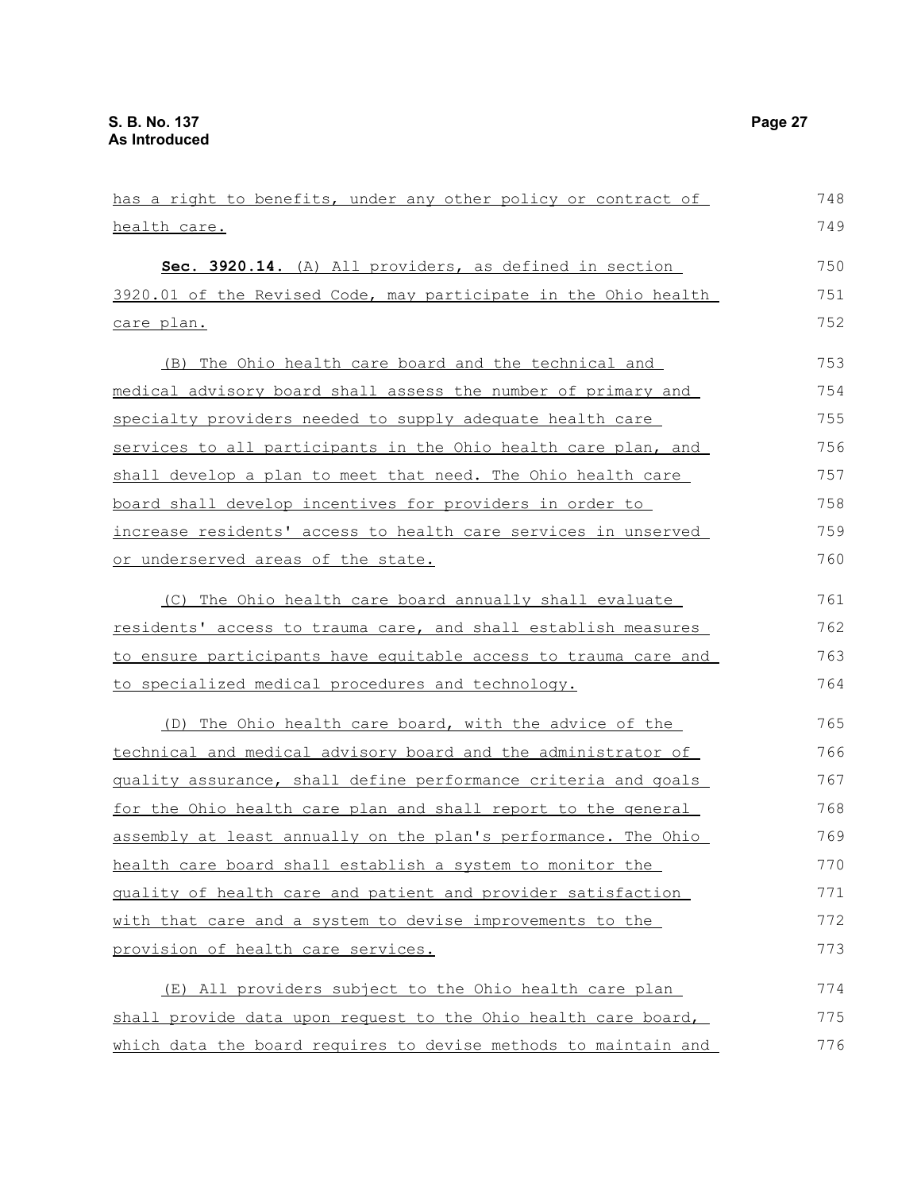has a right to benefits, under any other policy or contract of health care.

**Sec. 3920.14.** (A) All providers, as defined in section 3920.01 of the Revised Code, may participate in the Ohio health care plan.

(B) The Ohio health care board and the technical and medical advisory board shall assess the number of primary and specialty providers needed to supply adequate health care services to all participants in the Ohio health care plan, and shall develop a plan to meet that need. The Ohio health care board shall develop incentives for providers in order to increase residents' access to health care services in unserved or underserved areas of the state.

(C) The Ohio health care board annually shall evaluate residents' access to trauma care, and shall establish measures to ensure participants have equitable access to trauma care and to specialized medical procedures and technology.

(D) The Ohio health care board, with the advice of the technical and medical advisory board and the administrator of quality assurance, shall define performance criteria and goals for the Ohio health care plan and shall report to the general assembly at least annually on the plan's performance. The Ohio health care board shall establish a system to monitor the quality of health care and patient and provider satisfaction with that care and a system to devise improvements to the provision of health care services.

(E) All providers subject to the Ohio health care plan shall provide data upon request to the Ohio health care board, which data the board requires to devise methods to maintain and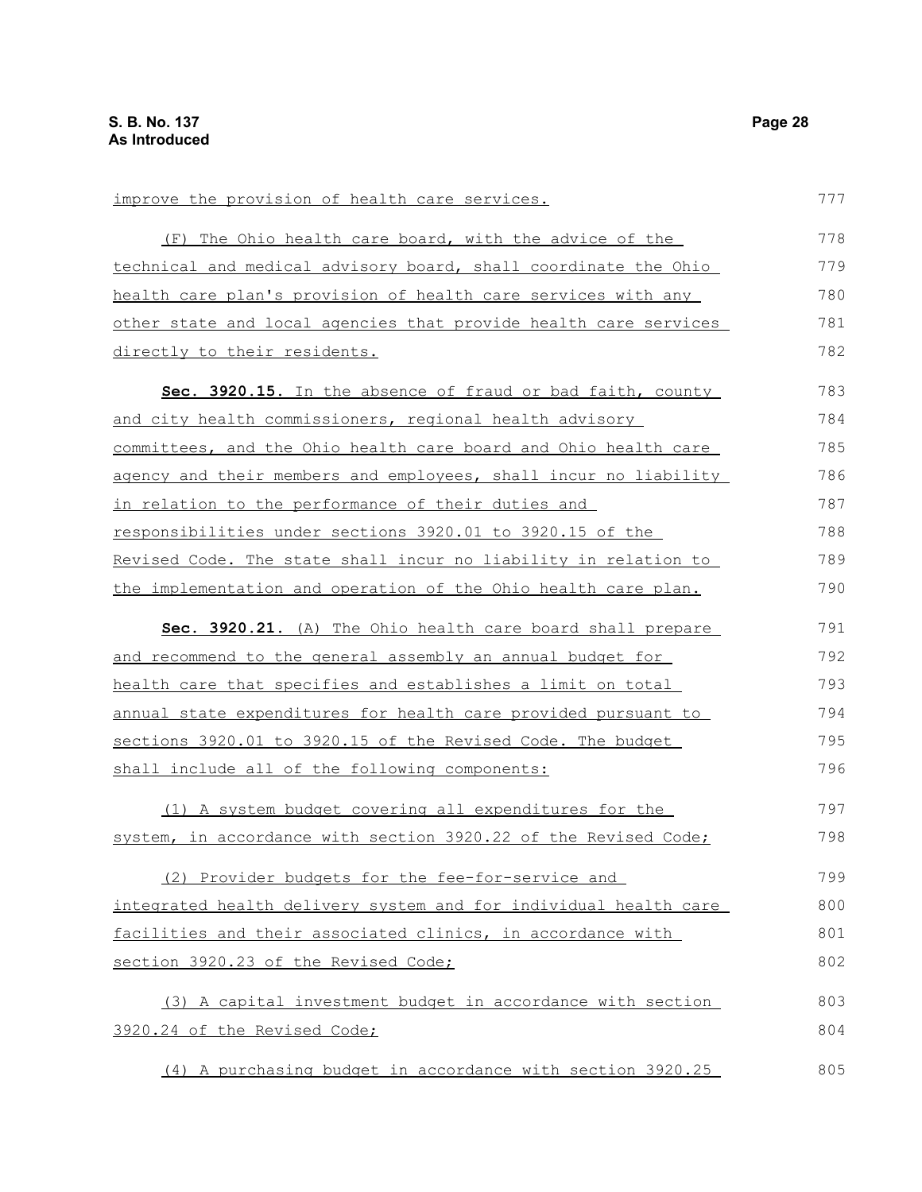improve the provision of health care services.

(F) The Ohio health care board, with the advice of the technical and medical advisory board, shall coordinate the Ohio health care plan's provision of health care services with any other state and local agencies that provide health care services directly to their residents.

**Sec. 3920.15.** In the absence of fraud or bad faith, county and city health commissioners, regional health advisory committees, and the Ohio health care board and Ohio health care agency and their members and employees, shall incur no liability in relation to the performance of their duties and responsibilities under sections 3920.01 to 3920.15 of the Revised Code. The state shall incur no liability in relation to the implementation and operation of the Ohio health care plan.

**Sec. 3920.21.** (A) The Ohio health care board shall prepare and recommend to the general assembly an annual budget for health care that specifies and establishes a limit on total annual state expenditures for health care provided pursuant to sections 3920.01 to 3920.15 of the Revised Code. The budget shall include all of the following components:

(1) A system budget covering all expenditures for the system, in accordance with section 3920.22 of the Revised Code;

(2) Provider budgets for the fee-for-service and integrated health delivery system and for individual health care facilities and their associated clinics, in accordance with section 3920.23 of the Revised Code;

(3) A capital investment budget in accordance with section 3920.24 of the Revised Code;

(4) A purchasing budget in accordance with section 3920.25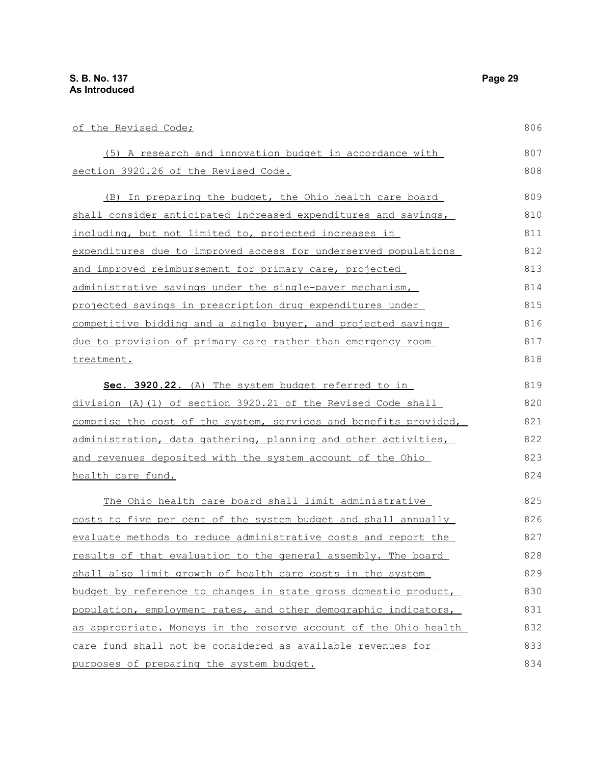of the Revised Code;

(5) A research and innovation budget in accordance with section 3920.26 of the Revised Code.

(B) In preparing the budget, the Ohio health care board shall consider anticipated increased expenditures and savings, including, but not limited to, projected increases in expenditures due to improved access for underserved populations and improved reimbursement for primary care, projected administrative savings under the single-payer mechanism, projected savings in prescription drug expenditures under competitive bidding and a single buyer, and projected savings due to provision of primary care rather than emergency room treatment.

**Sec. 3920.22.** (A) The system budget referred to in division (A)(1) of section 3920.21 of the Revised Code shall comprise the cost of the system, services and benefits provided, administration, data gathering, planning and other activities, and revenues deposited with the system account of the Ohio health care fund.

The Ohio health care board shall limit administrative costs to five per cent of the system budget and shall annually evaluate methods to reduce administrative costs and report the results of that evaluation to the general assembly. The board shall also limit growth of health care costs in the system budget by reference to changes in state gross domestic product, population, employment rates, and other demographic indicators, as appropriate. Moneys in the reserve account of the Ohio health care fund shall not be considered as available revenues for purposes of preparing the system budget.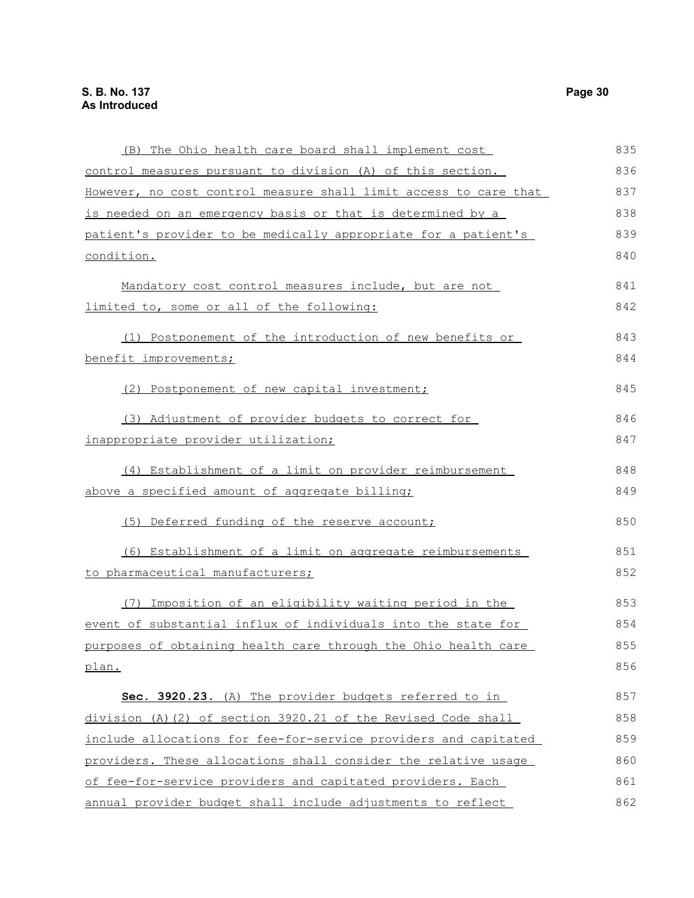(B) The Ohio health care board shall implement cost control measures pursuant to division (A) of this section. However, no cost control measure shall limit access to care that is needed on an emergency basis or that is determined by a patient's provider to be medically appropriate for a patient's condition.

Mandatory cost control measures include, but are not limited to, some or all of the following:

(1) Postponement of the introduction of new benefits or benefit improvements;

(2) Postponement of new capital investment;

(3) Adjustment of provider budgets to correct for inappropriate provider utilization;

(4) Establishment of a limit on provider reimbursement above a specified amount of aggregate billing;

(5) Deferred funding of the reserve account;

(6) Establishment of a limit on aggregate reimbursements to pharmaceutical manufacturers;

(7) Imposition of an eligibility waiting period in the event of substantial influx of individuals into the state for purposes of obtaining health care through the Ohio health care plan.

**Sec. 3920.23.** (A) The provider budgets referred to in division (A)(2) of section 3920.21 of the Revised Code shall include allocations for fee-for-service providers and capitated providers. These allocations shall consider the relative usage of fee-for-service providers and capitated providers. Each annual provider budget shall include adjustments to reflect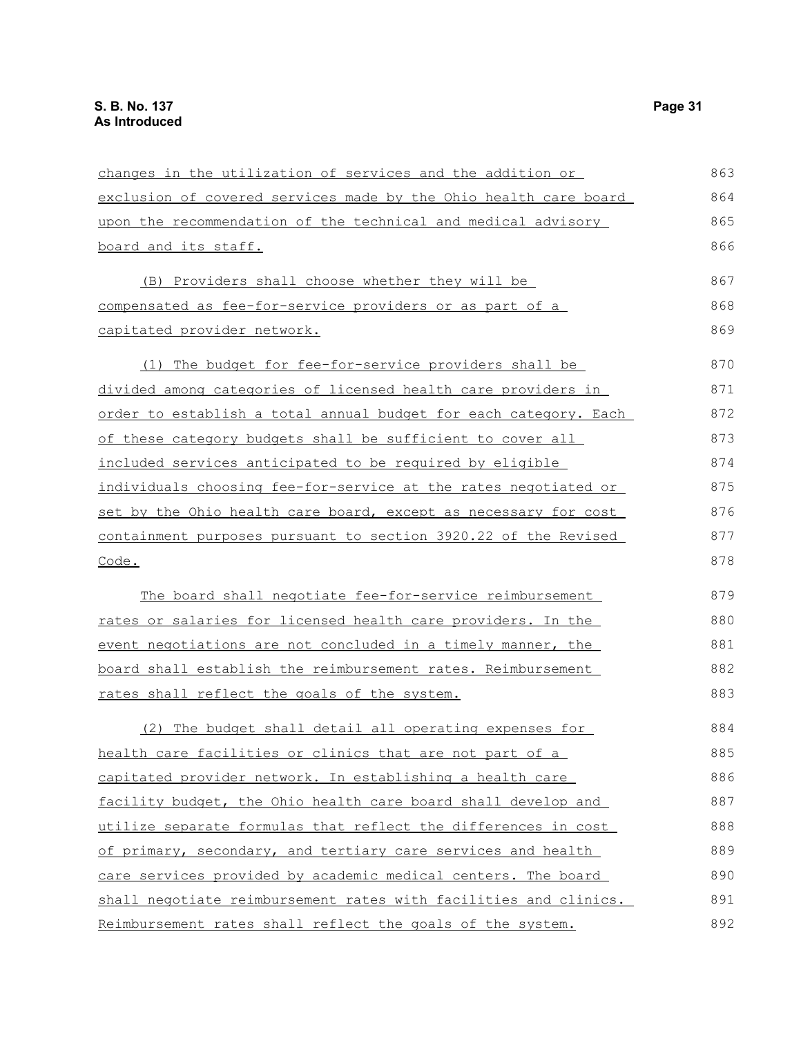changes in the utilization of services and the addition or exclusion of covered services made by the Ohio health care board upon the recommendation of the technical and medical advisory board and its staff.

(B) Providers shall choose whether they will be compensated as fee-for-service providers or as part of a capitated provider network.

(1) The budget for fee-for-service providers shall be divided among categories of licensed health care providers in order to establish a total annual budget for each category. Each of these category budgets shall be sufficient to cover all included services anticipated to be required by eligible individuals choosing fee-for-service at the rates negotiated or set by the Ohio health care board, except as necessary for cost containment purposes pursuant to section 3920.22 of the Revised Code.

The board shall negotiate fee-for-service reimbursement rates or salaries for licensed health care providers. In the event negotiations are not concluded in a timely manner, the board shall establish the reimbursement rates. Reimbursement rates shall reflect the goals of the system.

(2) The budget shall detail all operating expenses for health care facilities or clinics that are not part of a capitated provider network. In establishing a health care facility budget, the Ohio health care board shall develop and utilize separate formulas that reflect the differences in cost of primary, secondary, and tertiary care services and health care services provided by academic medical centers. The board shall negotiate reimbursement rates with facilities and clinics. Reimbursement rates shall reflect the goals of the system.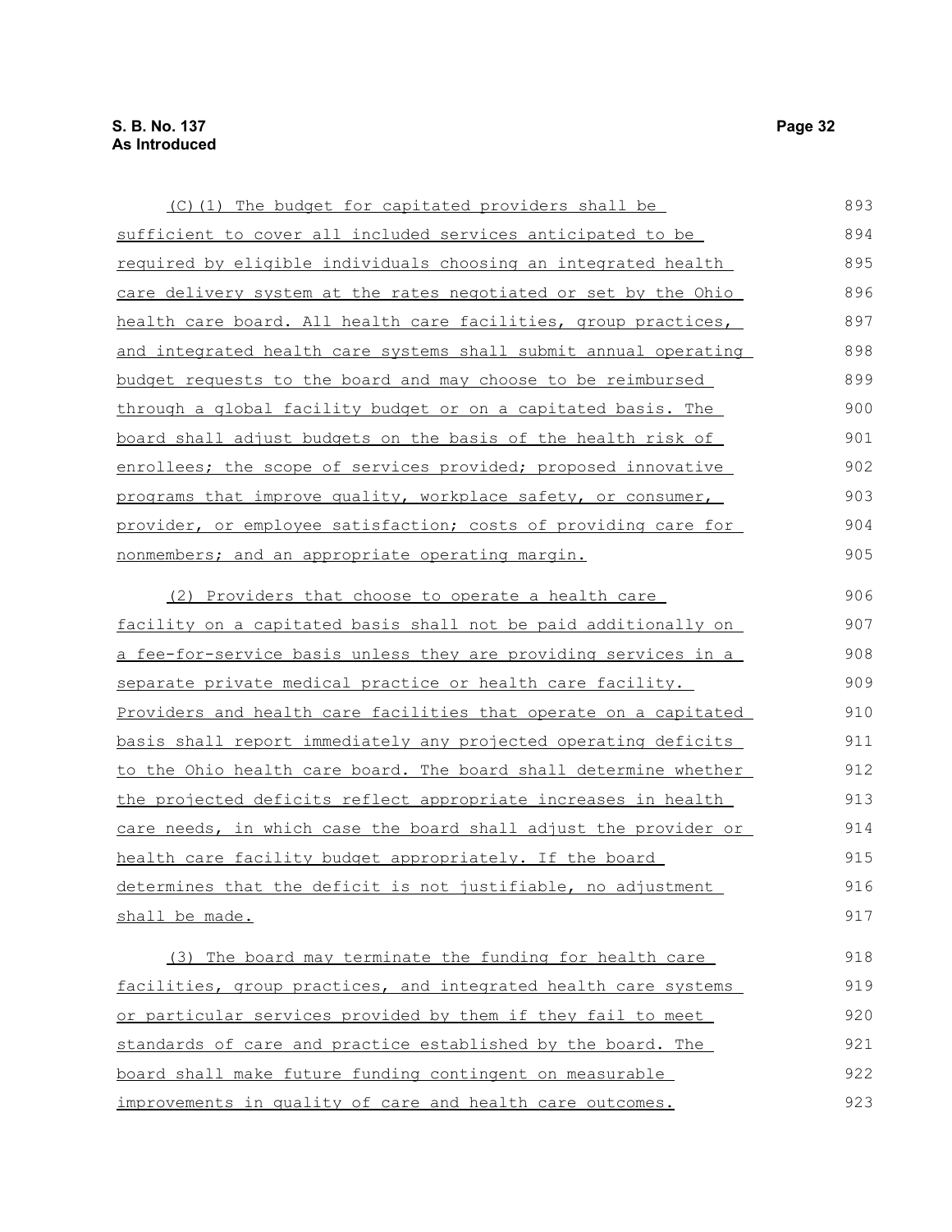(C)(1) The budget for capitated providers shall be sufficient to cover all included services anticipated to be required by eligible individuals choosing an integrated health care delivery system at the rates negotiated or set by the Ohio health care board. All health care facilities, group practices, and integrated health care systems shall submit annual operating budget requests to the board and may choose to be reimbursed through a global facility budget or on a capitated basis. The board shall adjust budgets on the basis of the health risk of enrollees; the scope of services provided; proposed innovative programs that improve quality, workplace safety, or consumer, provider, or employee satisfaction; costs of providing care for nonmembers; and an appropriate operating margin.

(2) Providers that choose to operate a health care facility on a capitated basis shall not be paid additionally on a fee-for-service basis unless they are providing services in a separate private medical practice or health care facility. Providers and health care facilities that operate on a capitated basis shall report immediately any projected operating deficits to the Ohio health care board. The board shall determine whether the projected deficits reflect appropriate increases in health care needs, in which case the board shall adjust the provider or health care facility budget appropriately. If the board determines that the deficit is not justifiable, no adjustment shall be made.

(3) The board may terminate the funding for health care facilities, group practices, and integrated health care systems or particular services provided by them if they fail to meet standards of care and practice established by the board. The board shall make future funding contingent on measurable improvements in quality of care and health care outcomes.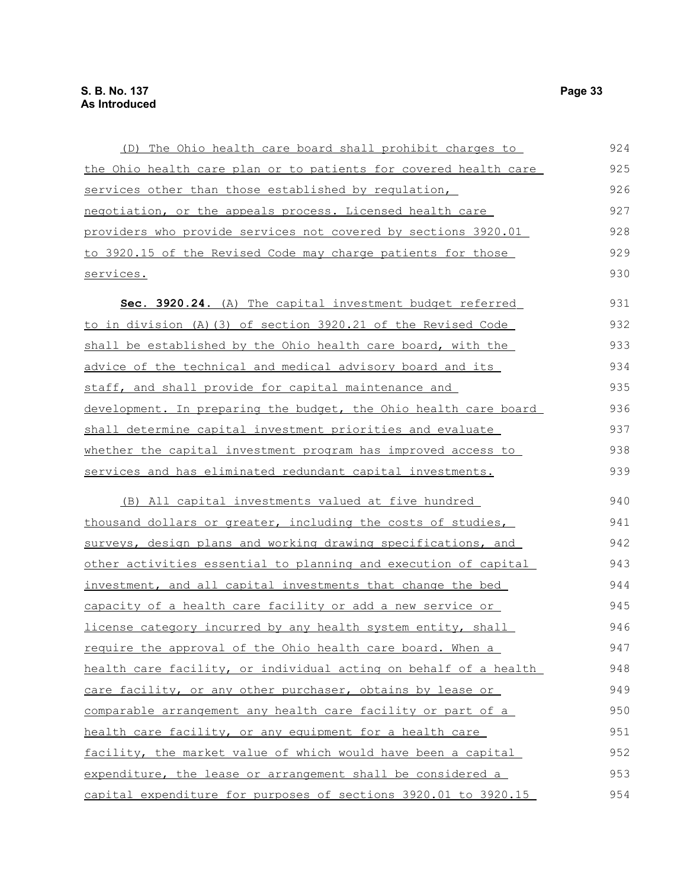(D) The Ohio health care board shall prohibit charges to the Ohio health care plan or to patients for covered health care services other than those established by regulation, negotiation, or the appeals process. Licensed health care providers who provide services not covered by sections 3920.01 to 3920.15 of the Revised Code may charge patients for those services.

**Sec. 3920.24.** (A) The capital investment budget referred to in division (A)(3) of section 3920.21 of the Revised Code shall be established by the Ohio health care board, with the advice of the technical and medical advisory board and its staff, and shall provide for capital maintenance and development. In preparing the budget, the Ohio health care board shall determine capital investment priorities and evaluate whether the capital investment program has improved access to services and has eliminated redundant capital investments.

(B) All capital investments valued at five hundred thousand dollars or greater, including the costs of studies, surveys, design plans and working drawing specifications, and other activities essential to planning and execution of capital investment, and all capital investments that change the bed capacity of a health care facility or add a new service or license category incurred by any health system entity, shall require the approval of the Ohio health care board. When a health care facility, or individual acting on behalf of a health care facility, or any other purchaser, obtains by lease or comparable arrangement any health care facility or part of a health care facility, or any equipment for a health care facility, the market value of which would have been a capital expenditure, the lease or arrangement shall be considered a capital expenditure for purposes of sections 3920.01 to 3920.15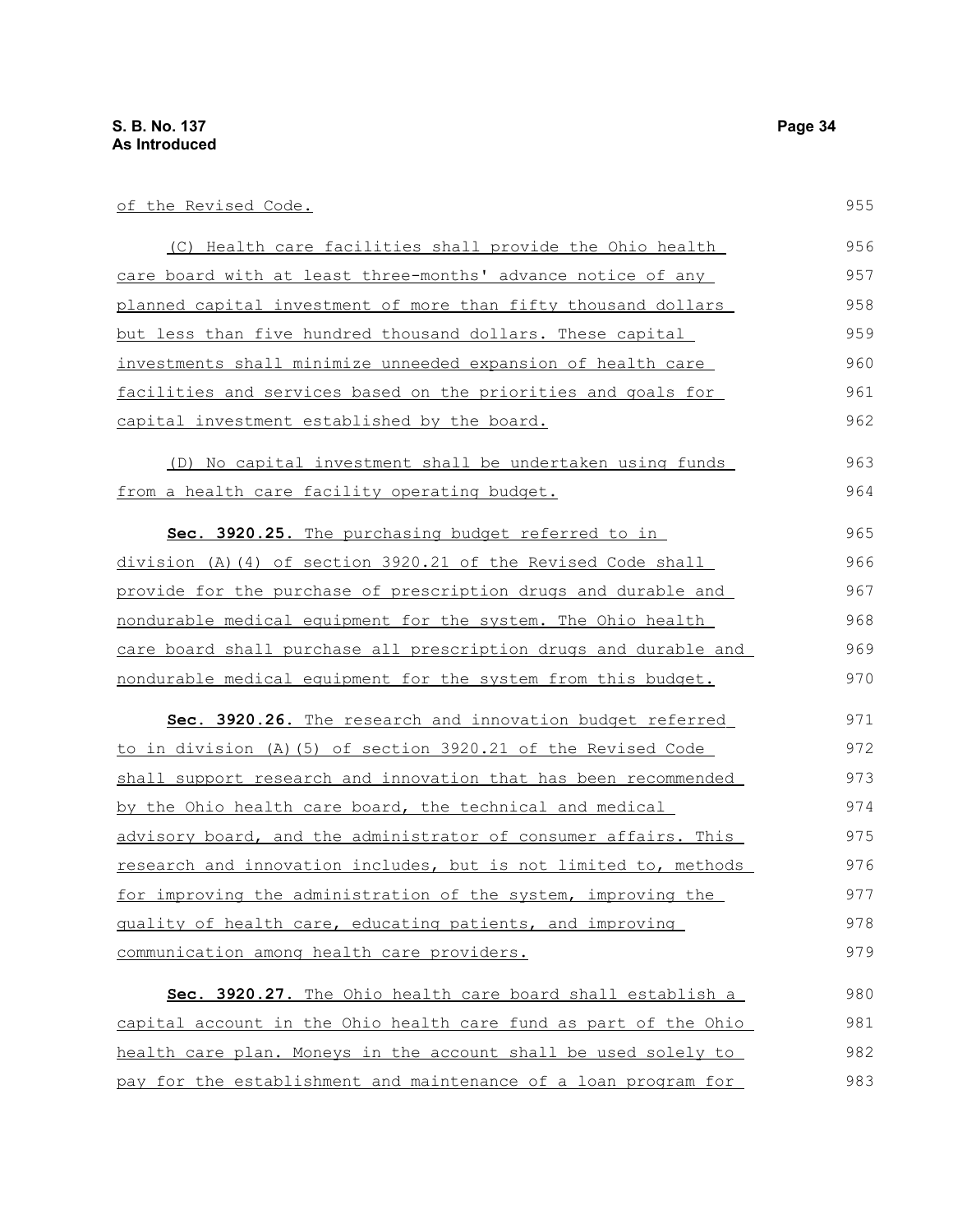of the Revised Code.

(C) Health care facilities shall provide the Ohio health care board with at least three-months' advance notice of any planned capital investment of more than fifty thousand dollars but less than five hundred thousand dollars. These capital investments shall minimize unneeded expansion of health care facilities and services based on the priorities and goals for capital investment established by the board.

(D) No capital investment shall be undertaken using funds from a health care facility operating budget.

**Sec. 3920.25.** The purchasing budget referred to in division (A)(4) of section 3920.21 of the Revised Code shall provide for the purchase of prescription drugs and durable and nondurable medical equipment for the system. The Ohio health care board shall purchase all prescription drugs and durable and nondurable medical equipment for the system from this budget.

**Sec. 3920.26.** The research and innovation budget referred to in division (A)(5) of section 3920.21 of the Revised Code shall support research and innovation that has been recommended by the Ohio health care board, the technical and medical advisory board, and the administrator of consumer affairs. This research and innovation includes, but is not limited to, methods for improving the administration of the system, improving the quality of health care, educating patients, and improving communication among health care providers.

**Sec. 3920.27.** The Ohio health care board shall establish a capital account in the Ohio health care fund as part of the Ohio health care plan. Moneys in the account shall be used solely to pay for the establishment and maintenance of a loan program for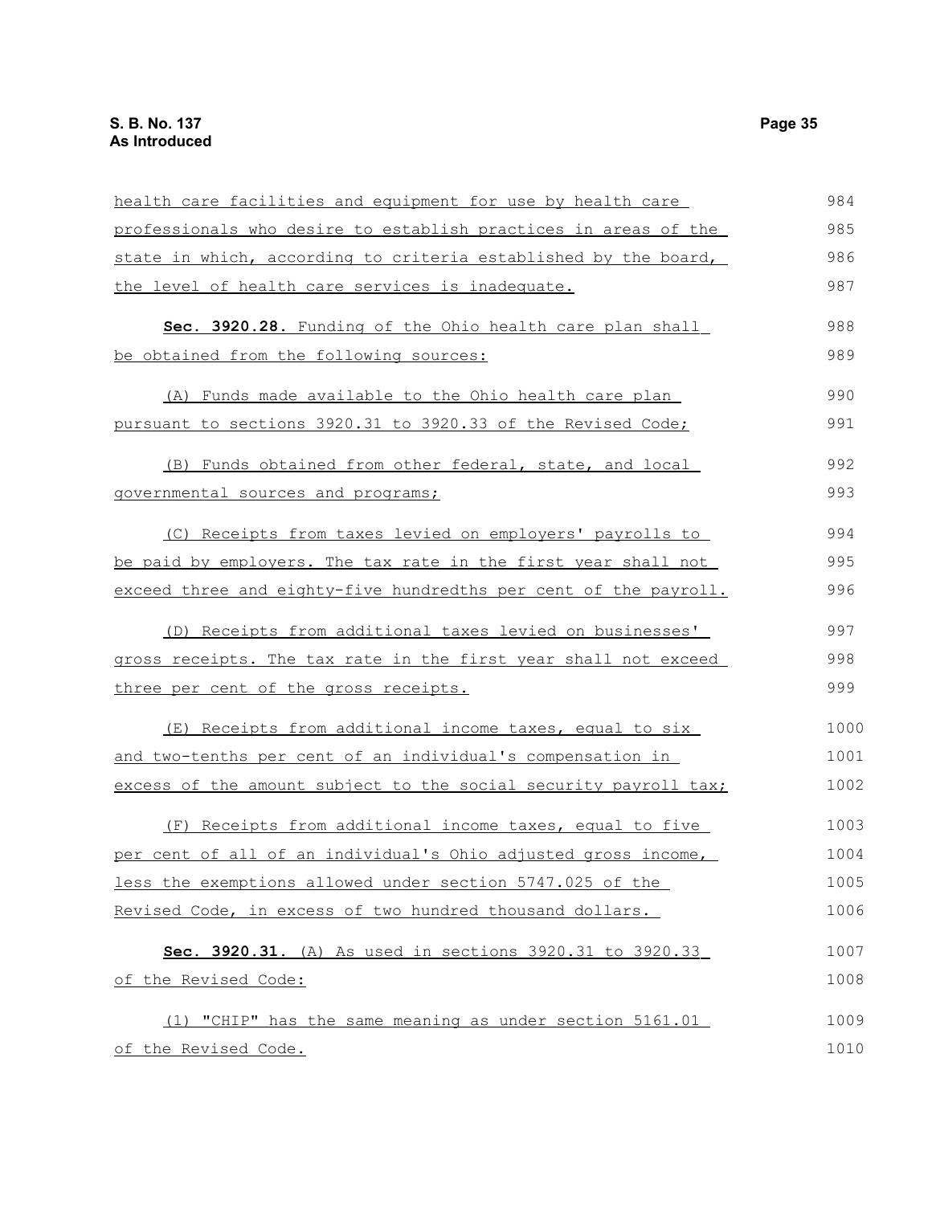health care facilities and equipment for use by health care professionals who desire to establish practices in areas of the state in which, according to criteria established by the board, the level of health care services is inadequate.

**Sec. 3920.28.** Funding of the Ohio health care plan shall be obtained from the following sources:

(A) Funds made available to the Ohio health care plan pursuant to sections 3920.31 to 3920.33 of the Revised Code;

(B) Funds obtained from other federal, state, and local governmental sources and programs;

(C) Receipts from taxes levied on employers' payrolls to be paid by employers. The tax rate in the first year shall not exceed three and eighty-five hundredths per cent of the payroll.

(D) Receipts from additional taxes levied on businesses' gross receipts. The tax rate in the first year shall not exceed three per cent of the gross receipts.

(E) Receipts from additional income taxes, equal to six and two-tenths per cent of an individual's compensation in excess of the amount subject to the social security payroll tax;

(F) Receipts from additional income taxes, equal to five per cent of all of an individual's Ohio adjusted gross income, less the exemptions allowed under section 5747.025 of the Revised Code, in excess of two hundred thousand dollars.

**Sec. 3920.31.** (A) As used in sections 3920.31 to 3920.33 of the Revised Code:

(1) "CHIP" has the same meaning as under section 5161.01 of the Revised Code.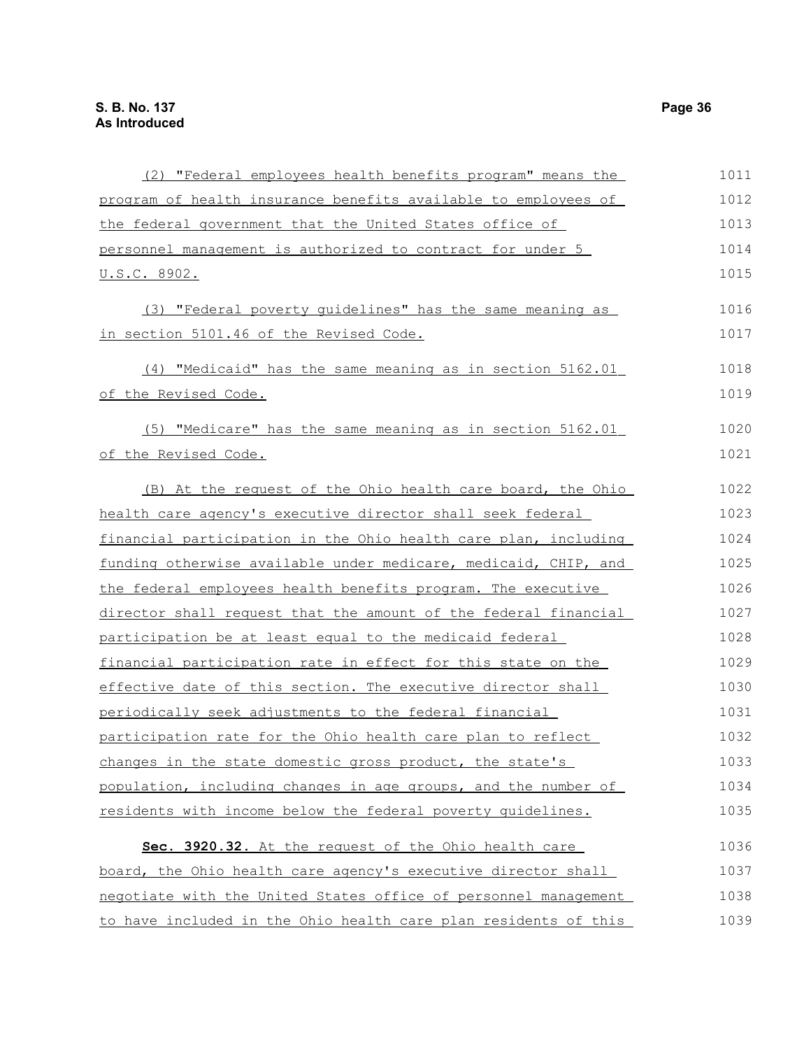(2) "Federal employees health benefits program" means the program of health insurance benefits available to employees of the federal government that the United States office of personnel management is authorized to contract for under 5 U.S.C. 8902.

(3) "Federal poverty guidelines" has the same meaning as in section 5101.46 of the Revised Code.

(4) "Medicaid" has the same meaning as in section 5162.01 of the Revised Code.

(5) "Medicare" has the same meaning as in section 5162.01 of the Revised Code.

(B) At the request of the Ohio health care board, the Ohio health care agency's executive director shall seek federal financial participation in the Ohio health care plan, including funding otherwise available under medicare, medicaid, CHIP, and the federal employees health benefits program. The executive director shall request that the amount of the federal financial participation be at least equal to the medicaid federal financial participation rate in effect for this state on the effective date of this section. The executive director shall periodically seek adjustments to the federal financial participation rate for the Ohio health care plan to reflect changes in the state domestic gross product, the state's population, including changes in age groups, and the number of residents with income below the federal poverty guidelines.

**Sec. 3920.32.** At the request of the Ohio health care board, the Ohio health care agency's executive director shall negotiate with the United States office of personnel management to have included in the Ohio health care plan residents of this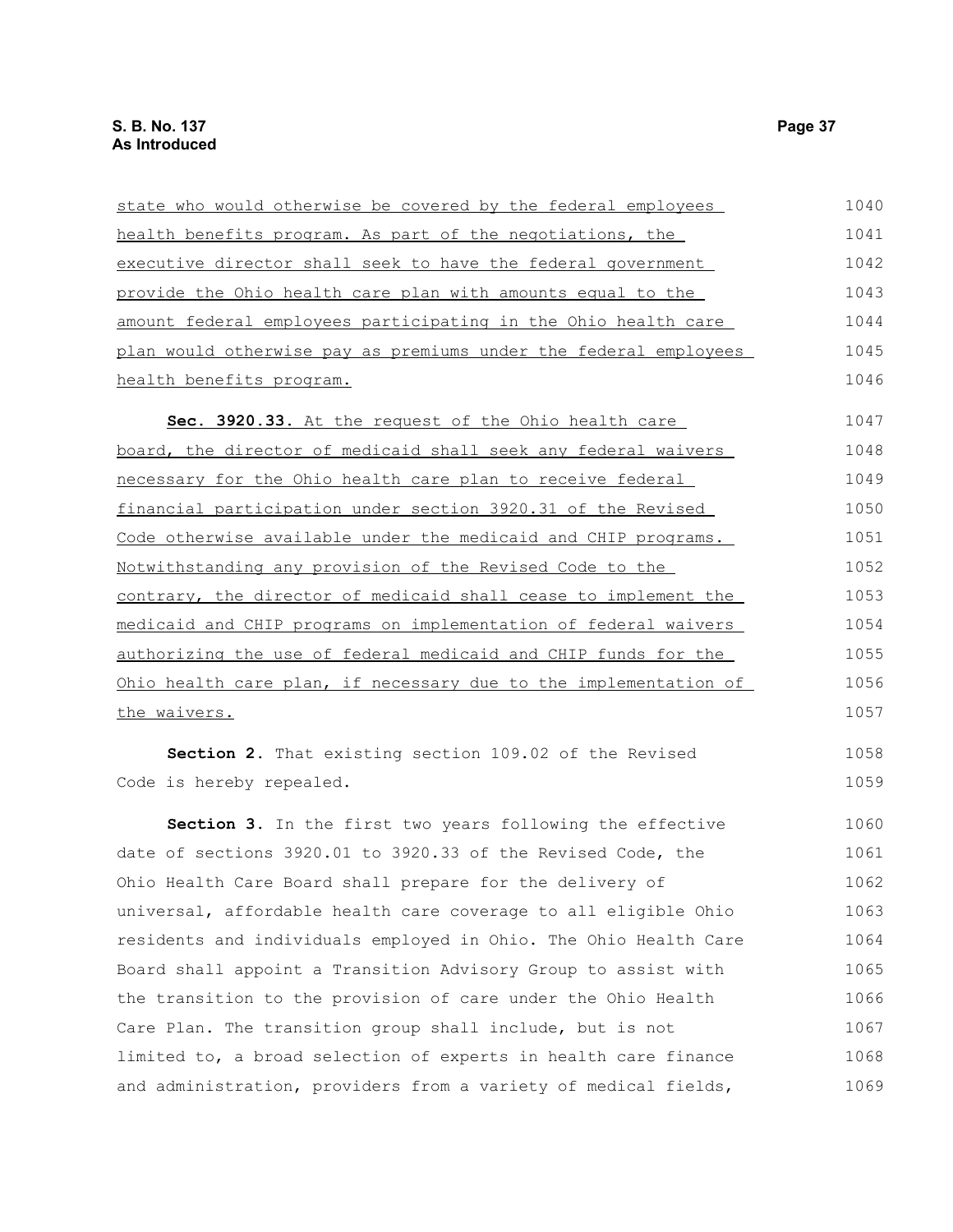state who would otherwise be covered by the federal employees health benefits program. As part of the negotiations, the executive director shall seek to have the federal government provide the Ohio health care plan with amounts equal to the amount federal employees participating in the Ohio health care plan would otherwise pay as premiums under the federal employees health benefits program.

**Sec. 3920.33.** At the request of the Ohio health care board, the director of medicaid shall seek any federal waivers necessary for the Ohio health care plan to receive federal financial participation under section 3920.31 of the Revised Code otherwise available under the medicaid and CHIP programs. Notwithstanding any provision of the Revised Code to the contrary, the director of medicaid shall cease to implement the medicaid and CHIP programs on implementation of federal waivers authorizing the use of federal medicaid and CHIP funds for the Ohio health care plan, if necessary due to the implementation of the waivers.

**Section 2.** That existing section 109.02 of the Revised Code is hereby repealed.

**Section 3.** In the first two years following the effective date of sections 3920.01 to 3920.33 of the Revised Code, the Ohio Health Care Board shall prepare for the delivery of universal, affordable health care coverage to all eligible Ohio residents and individuals employed in Ohio. The Ohio Health Care Board shall appoint a Transition Advisory Group to assist with the transition to the provision of care under the Ohio Health Care Plan. The transition group shall include, but is not limited to, a broad selection of experts in health care finance and administration, providers from a variety of medical fields,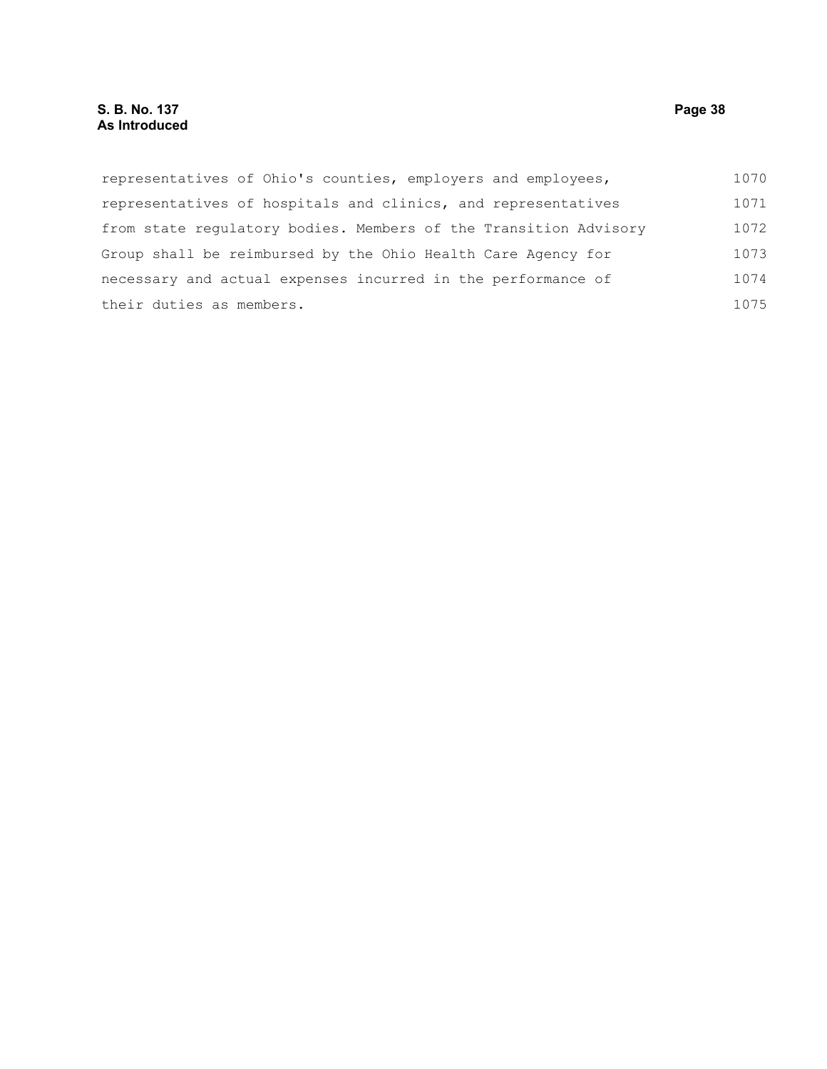representatives of Ohio's counties, employers and employees, representatives of hospitals and clinics, and representatives from state regulatory bodies. Members of the Transition Advisory Group shall be reimbursed by the Ohio Health Care Agency for necessary and actual expenses incurred in the performance of their duties as members.